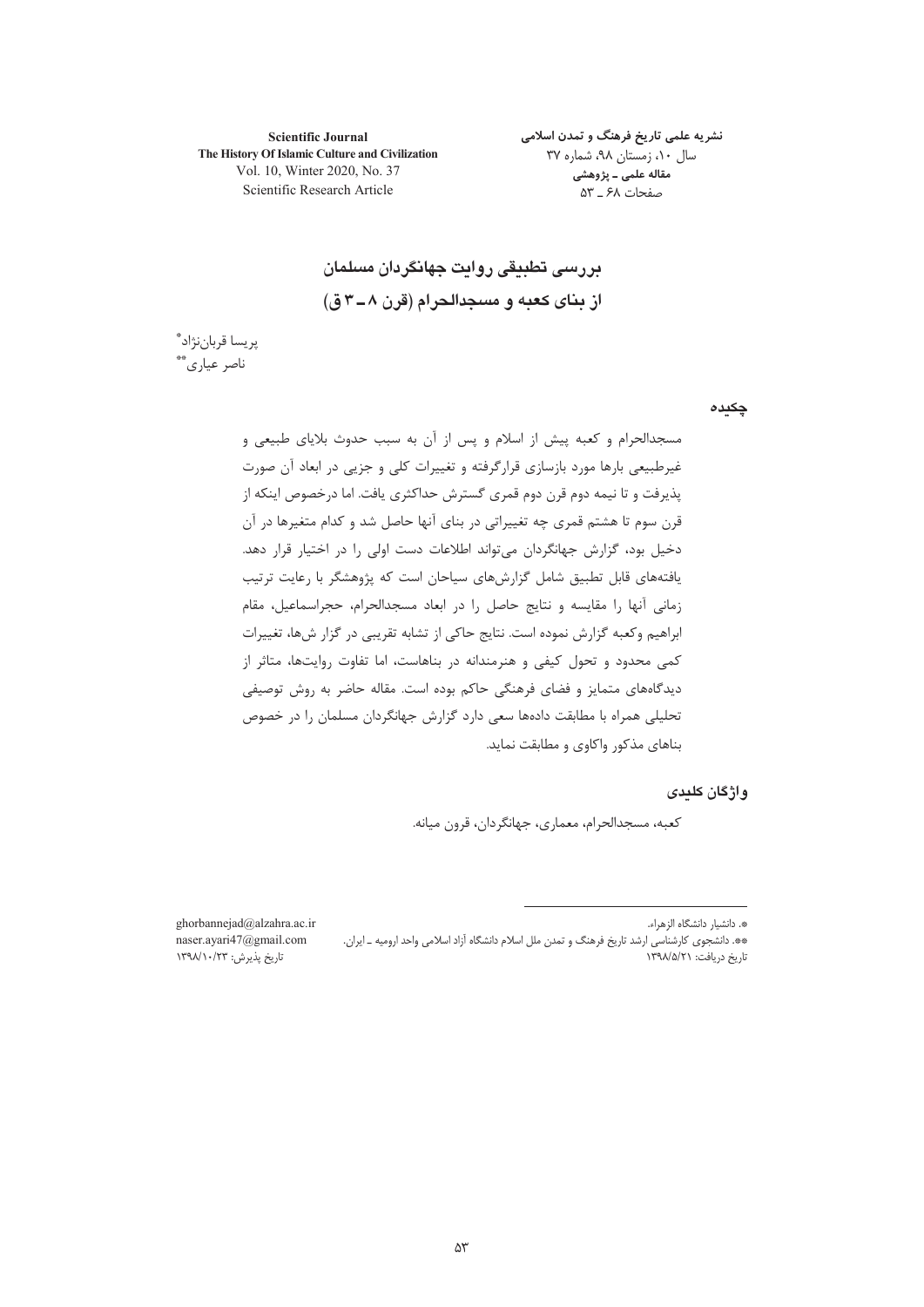# بررسی تطبیقی روایت جهانگردان مسلمان از بنای کعبه و مسجدالحرام (قرن ۸ ـ ۳ ق)

پریسا قربان‌نژاد[*]
ناصر عیاری[**]

## چکیده

مسجدالحرام و کعبه پیش از اسلام و پس از آن به سبب حدوث بلایای طبیعی و غیرطبیعی بارها مورد بازسازی قرارگرفته و تغییرات کلی و جزیی در ابعاد آن صورت پذیرفت و تا نیمه دوم قرن دوم قمری گسترش حداکثری یافت. اما درخصوص اینکه از قرن سوم تا هشتم قمری چه تغییراتی در بنای آنها حاصل شد و کدام متغیرها در آن دخیل بود، گزارش جهانگردان می‌تواند اطلاعات دست اولی را در اختیار قرار دهد. یافته‌های قابل تطبیق شامل گزارش‌های سیاحان است که پژوهشگر با رعایت ترتیب زمانی آنها را مقایسه و نتایج حاصل را در ابعاد مسجدالحرام، حجراسماعیل، مقام ابراهیم وکعبه گزارش نموده است. نتایج حاکی از تشابه تقریبی در گزار ش‌ها، تغییرات کمی محدود و تحول کیفی و هنرمندانه در بناهاست، اما تفاوت روایت‌ها، متاثر از دیدگاه‌های متمایز و فضای فرهنگی حاکم بوده است. مقاله حاضر به روش توصیفی تحلیلی همراه با مطابقت داده‌ها سعی دارد گزارش جهانگردان مسلمان را در خصوص بناهای مذکور واکاوی و مطابقت نماید.

## واژگان کلیدی

کعبه، مسجدالحرام، معماری، جهانگردان، قرون میانه.

---

[*]. دانشیار دانشگاه الزهراء. ghorbannejad@alzahra.ac.ir

[**]. دانشجوی کارشناسی ارشد تاریخ فرهنگ و تمدن ملل اسلام دانشگاه آزاد اسلامی واحد ارومیه ـ ایران. naser.ayari47@gmail.com

تاریخ دریافت: ۱۳۹۸/۵/۲۱ — تاریخ پذیرش: ۱۳۹۸/۱۰/۲۳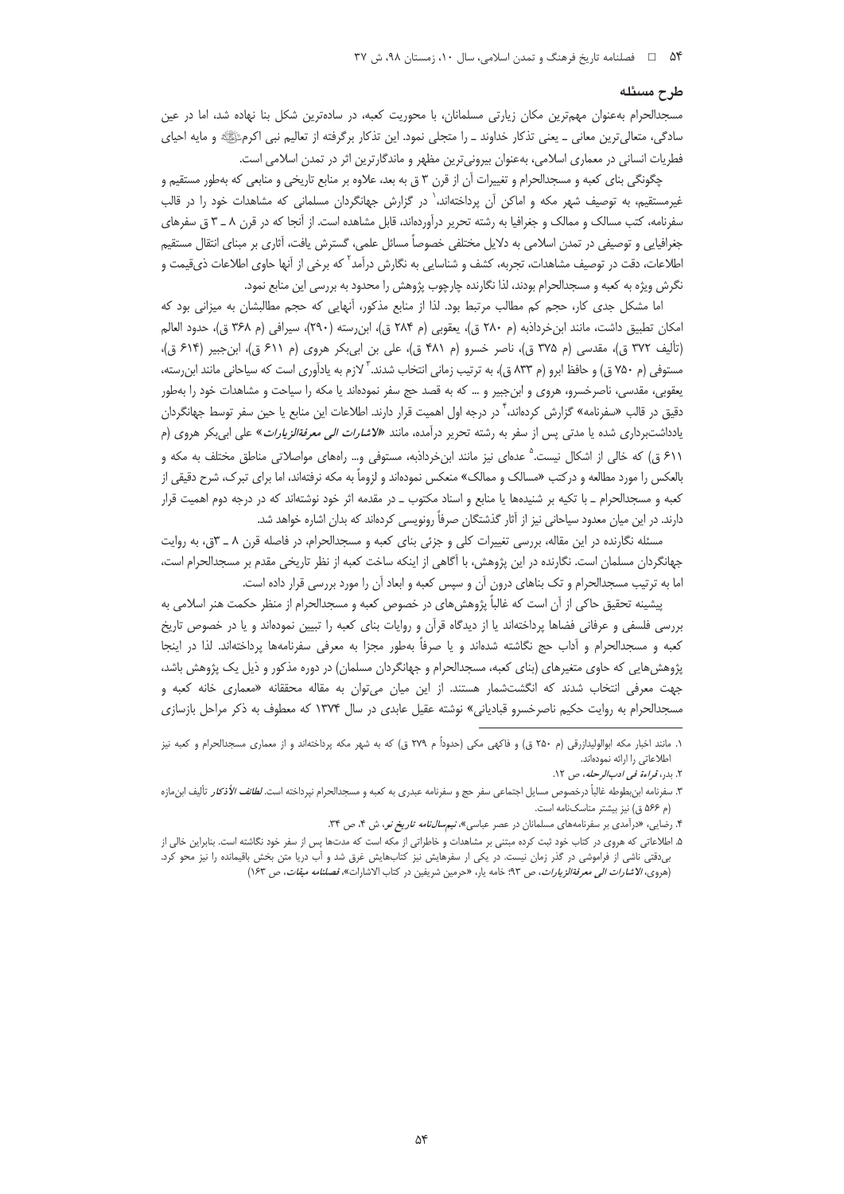## طرح مسئله

مسجدالحرام به‌عنوان مهم‌ترین مکان زیارتی مسلمانان، با محوریت کعبه، در ساده‌ترین شکل بنا نهاده شد، اما در عین سادگی، متعالی‌ترین معانی ـ یعنی تذکار خداوند ـ را متجلی نمود. این تذکار برگرفته از تعالیم نبی اکرمﷺ و مایه احیای فطریات انسانی در معماری اسلامی، به‌عنوان بیرونی‌ترین مظهر و ماندگارترین اثر در تمدن اسلامی است.

چگونگی بنای کعبه و مسجدالحرام و تغییرات آن از قرن ۳ ق به بعد، علاوه بر منابع تاریخی و منابعی که به‌طور مستقیم و غیرمستقیم، به توصیف شهر مکه و اماکن آن پرداخته‌اند،[1] در گزارش جهانگردان مسلمانی که مشاهدات خود را در قالب سفرنامه، کتب مسالک و ممالک و جغرافیا به رشته تحریر درآورده‌اند، قابل مشاهده است. از آنجا که در قرن ۸ ـ ۳ ق سفرهای جغرافیایی و توصیفی در تمدن اسلامی به دلایل مختلفی خصوصاً مسائل علمی، گسترش یافت، آثاری بر مبنای انتقال مستقیم اطلاعات، دقت در توصیف مشاهدات، تجربه، کشف و شناسایی به نگارش درآمد[2] که برخی از آنها حاوی اطلاعات ذی‌قیمت و نگرش ویژه به کعبه و مسجدالحرام بودند، لذا نگارنده چارچوب پژوهش را محدود به بررسی این منابع نمود.

اما مشکل جدی کار، حجم کم مطالب مرتبط بود. لذا از منابع مذکور، آنهایی که حجم مطالبشان به میزانی بود که امکان تطبیق داشت، مانند ابن‌خردادبه (م ۲۸۰ ق)، یعقوبی (م ۲۸۴ ق)، ابن‌رسته (۲۹۰)، سیرافی (م ۳۶۸ ق)، حدود العالم (تألیف ۳۷۲ ق)، مقدسی (م ۳۷۵ ق)، ناصر خسرو (م ۴۸۱ ق)، علی بن ابی‌بکر هروی (م ۶۱۱ ق)، ابن‌جبیر (۶۱۴ ق)، مستوفی (م ۷۵۰ ق) و حافظ ابرو (م ۸۳۳ ق)، به ترتیب زمانی انتخاب شدند.[3] لازم به یادآوری است که سیاحانی مانند ابن‌رسته، یعقوبی، مقدسی، ناصرخسرو، هروی و ابن‌جبیر و ... که به قصد حج سفر نموده‌اند یا مکه را سیاحت و مشاهدات خود را به‌طور دقیق در قالب «سفرنامه» گزارش کرده‌اند،[4] در درجه اول اهمیت قرار دارند. اطلاعات این منابع یا حین سفر توسط جهانگردان یادداشت‌برداری شده یا مدتی پس از سفر به رشته تحریر درآمده، مانند «*الاشارات الی معرفة الزیارات*» علی ابی‌بکر هروی (م ۶۱۱ ق) که خالی از اشکال نیست.[5] عده‌ای نیز مانند ابن‌خردادبه، مستوفی و... راه‌های مواصلاتی مناطق مختلف به مکه و بالعکس را مورد مطالعه و درکتب «مسالک و ممالک» منعکس نموده‌اند و لزوماً به مکه نرفته‌اند، اما برای تبرک، شرح دقیقی از کعبه و مسجدالحرام ـ با تکیه بر شنیده‌ها یا منابع و اسناد مکتوب ـ در مقدمه اثر خود نوشته‌اند که در درجه دوم اهمیت قرار دارند. در این میان معدود سیاحانی نیز از آثار گذشتگان صرفاً رونویسی کرده‌اند که بدان اشاره خواهد شد.

مسئله نگارنده در این مقاله، بررسی تغییرات کلی و جزئی بنای کعبه و مسجدالحرام، در فاصله قرن ۸ ـ ۳ق، به روایت جهانگردان مسلمان است. نگارنده در این پژوهش، با آگاهی از اینکه ساخت کعبه از نظر تاریخی مقدم بر مسجدالحرام است، اما به ترتیب مسجدالحرام و تک بناهای درون آن و سپس کعبه و ابعاد آن را مورد بررسی قرار داده است.

پیشینه تحقیق حاکی از آن است که غالباً پژوهش‌های در خصوص کعبه و مسجدالحرام از منظر حکمت هنر اسلامی به بررسی فلسفی و عرفانی فضاها پرداخته‌اند یا از دیدگاه قرآن و روایات بنای کعبه را تبیین نموده‌اند و یا در خصوص تاریخ کعبه و مسجدالحرام و آداب حج نگاشته شده‌اند و یا صرفاً به‌طور مجزا به معرفی سفرنامه‌ها پرداخته‌اند. لذا در اینجا پژوهش‌هایی که حاوی متغیرهای (بنای کعبه، مسجدالحرام و جهانگردان مسلمان) در دوره مذکور و ذیل یک پژوهش باشد، جهت معرفی انتخاب شدند که انگشت‌شمار هستند. از این میان می‌توان به مقاله محققانه «معماری خانه کعبه و مسجدالحرام به روایت حکیم ناصرخسرو قبادیانی» نوشته عقیل عابدی در سال ۱۳۷۴ که معطوف به ذکر مراحل بازسازی

---

۱. مانند اخبار مکه ابوالولیدازرقی (م ۲۵۰ ق) و فاکهی مکی (حدوداً م ۲۷۹ ق) که به شهر مکه پرداخته‌اند و از معماری مسجدالحرام و کعبه نیز اطلاعاتی را ارائه نموده‌اند.

۲. بدر، *قراءة فی ادب‌الرحله*، ص ۱۲.

۳. سفرنامه ابن‌بطوطه غالباً درخصوص مسایل اجتماعی سفر حج و سفرنامه عبدری به کعبه و مسجدالحرام نپرداخته است. *لطائف الأذکار* تألیف ابن‌مازه (م ۵۶۶ ق) نیز بیشتر مناسک‌نامه است.

۴. رضایی، «درآمدی بر سفرنامه‌های مسلمانان در عصر عباسی»، *نیم‌سال‌نامه تاریخ نو*، ش ۴، ص ۳۴.

۵. اطلاعاتی که هروی در کتاب خود ثبت کرده مبتنی بر مشاهدات و خاطراتی از مکه است که مدت‌ها پس از سفر خود نگاشته است. بنابراین خالی از بی‌دقتی ناشی از فراموشی در گذر زمان نیست. در یکی از سفرهایش نیز کتاب‌هایش غرق شد و آب دریا متن بخش باقیمانده را نیز محو کرد. (هروی، *الاشارات الی معرفة‌الزیارات*، ص ۹۳؛ خامه یار، «حرمین شریفین در کتاب الاشارات»، *فصلنامه میقات*، ص ۱۶۳)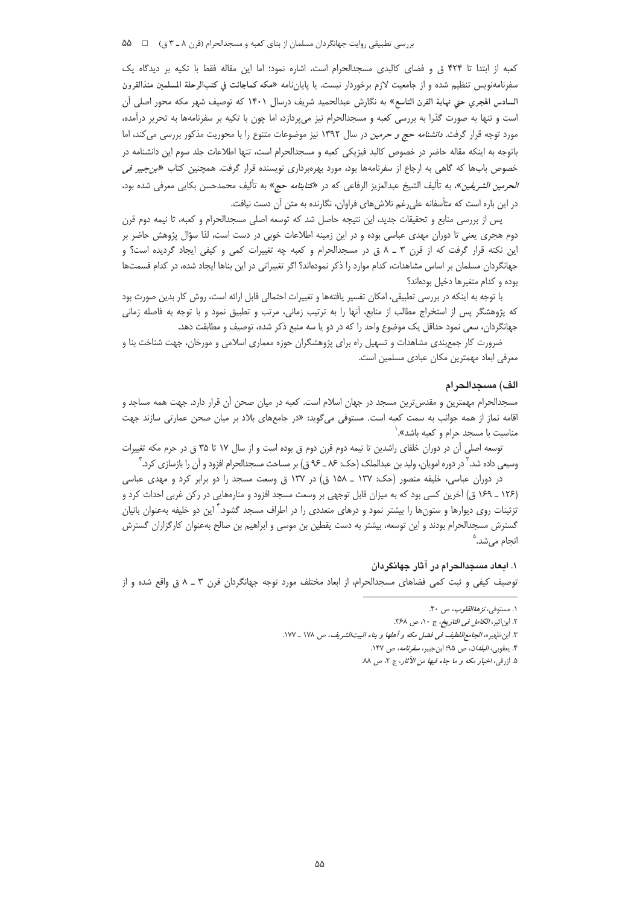کعبه از ابتدا تا ۴۲۴ ق و فضای کالبدی مسجدالحرام است، اشاره نمود؛ اما این مقاله فقط با تکیه بر دیدگاه یک سفرنامه‌نویس تنظیم شده و از جامعیت لازم برخوردار نیست. یا پایان‌نامه «مكه كماجائت في كتب‌الرحلة المسلمين منذالقرون السادس الهجري حتی نهاية القرن التاسع» به نگارش عبدالحمید شریف درسال ۱۴۰۱ که توصیف شهر مکه محور اصلی آن است و تنها به صورت گذرا به بررسی کعبه و مسجدالحرام نیز می‌پردازد، اما چون با تکیه بر سفرنامه‌ها به تحریر درآمده، مورد توجه قرار گرفت. *دانشنامه حج و حرمین* در سال ۱۳۹۲ نیز موضوعات متنوع را با محوریت مذکور بررسی می‌کند، اما باتوجه به اینکه مقاله حاضر در خصوص کالبد فیزیکی کعبه و مسجدالحرام است، تنها اطلاعات جلد سوم این دانشنامه در خصوص باب‌ها که گاهی به ارجاع از سفرنامه‌ها بود، مورد بهره‌برداری نویسنده قرار گرفت. همچنین کتاب «*ابن‌جبیر فی الحرمین الشریفین*»، به تألیف الشیخ عبدالعزیز الرفاعی که در «*کتابنامه حج*» به تألیف محمدحسن بکایی معرفی شده بود، در این باره است که متأسفانه علی‌رغم تلاش‌های فراوان، نگارنده به متن آن دست نیافت.

پس از بررسی منابع و تحقیقات جدید، این نتیجه حاصل شد که توسعه اصلی مسجدالحرام و کعبه، تا نیمه دوم قرن دوم هجری یعنی تا دوران مهدی عباسی بوده و در این زمینه اطلاعات خوبی در دست است، لذا سؤال پژوهش حاضر بر این نکته قرار گرفت که از قرن ۳ ـ ۸ ق در مسجدالحرام و کعبه چه تغییرات کمی و کیفی ایجاد گردیده است؟ و جهانگردان مسلمان بر اساس مشاهدات، کدام موارد را ذکر نموده‌اند؟ اگر تغییراتی در این بناها ایجاد شده، در کدام قسمت‌ها بوده و کدام متغیرها دخیل بوده‌اند؟

با توجه به اینکه در بررسی تطبیقی، امکان تفسیر یافته‌ها و تغییرات احتمالی قابل ارائه است، روش کار بدین صورت بود که پژوهشگر پس از استخراج مطالب از منابع، آنها را به ترتیب زمانی، مرتب و تطبیق نمود و با توجه به فاصله زمانی جهانگردان، سعی نمود حداقل یک موضوع واحد را که در دو یا سه منبع ذکر شده، توصیف و مطابقت دهد.

ضرورت کار جمع‌بندی مشاهدات و تسهیل راه برای پژوهشگران حوزه معماری اسلامی و مورخان، جهت شناخت بنا و معرفی ابعاد مهمترین مکان عبادی مسلمین است.

## الف) مسجدالحرام

مسجدالحرام مهمترین و مقدس‌ترین مسجد در جهان اسلام است. کعبه در میان صحن آن قرار دارد. جهت همه مساجد و اقامه نماز از همه جوانب به سمت کعبه است. مستوفی می‌گوید: «در جامع‌های بلاد بر میان صحن عمارتی سازند جهت مناسبت با مسجد حرام و کعبه باشد».[1]

توسعه اصلی آن در دوران خلفای راشدین تا نیمه دوم قرن دوم ق بوده است و از سال ۱۷ تا ۳۵ ق در حرم مکه تغییرات وسیعی داده شد.[2] در دوره امویان، ولید بن عبدالملک (حک: ۸۶ ـ ۹۶ ق) بر مساحت مسجدالحرام افزود و آن را بازسازی کرد.[3]

در دوران عباسی، خلیفه منصور (حک: ۱۳۷ ـ ۱۵۸ ق) در ۱۳۷ ق وسعت مسجد را دو برابر کرد و مهدی عباسی (۱۲۶ ـ ۱۶۹ ق) آخرین کسی بود که به میزان قابل توجهی بر وسعت مسجد افزود و مناره‌هایی در رکن غربی احداث کرد و تزئینات روی دیوارها و ستون‌ها را بیشتر نمود و درهای متعددی را در اطراف مسجد گشود.[4] این دو خلیفه به‌عنوان بانیان گسترش مسجدالحرام بودند و این توسعه، بیشتر به دست یقطین بن موسی و ابراهیم بن صالح به‌عنوان کارگزاران گسترش انجام می‌شد.[5]

### ۱. ابعاد مسجدالحرام در آثار جهانگردان

توصیف کیفی و ثبت کمی فضاهای مسجدالحرام، از ابعاد مختلف مورد توجه جهانگردان قرن ۳ ـ ۸ ق واقع شده و از

---

۱. مستوفی، *نزهة‌القلوب*، ص ۴۰.

۲. ابن‌اثیر، *الکامل فی التاریخ*، ج ۱۰، ص ۳۶۸.

۳. ابن‌ظهیره، *الجامع‌اللطیف فی فضل مکه و أهلها و بناء البیت‌الشریف*، ص ۱۷۸ ـ ۱۷۷.

۴. یعقوبی، *البلدان*، ص ۹۵؛ ابن‌جبیر، *سفرنامه*، ص ۱۴۷.

۵. ازرقی، *اخبار مکه و ما جاء فیها من الآثار*، ج ۲، ص ۸۸.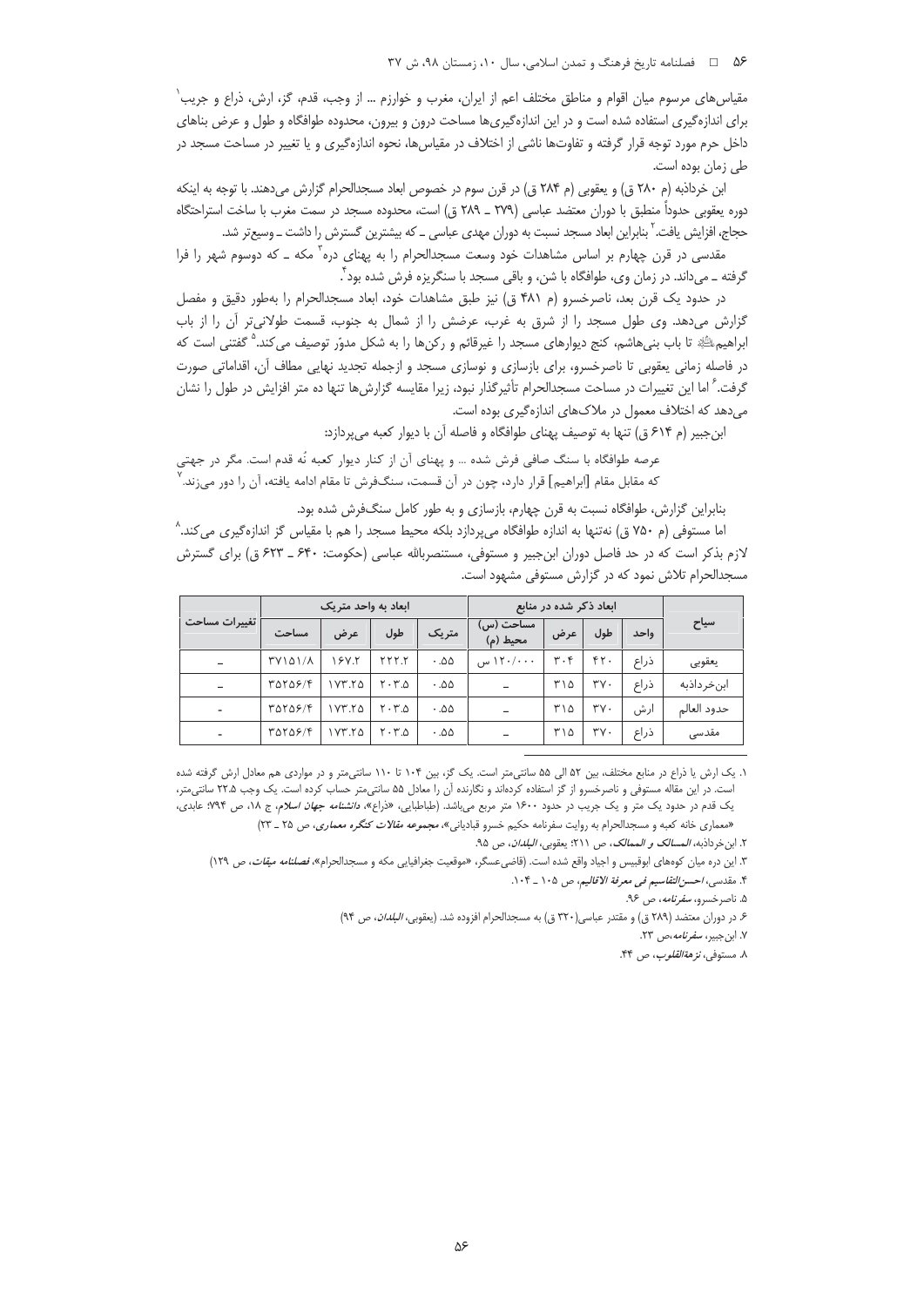مقیاس‌های مرسوم میان اقوام و مناطق مختلف اعم از ایران، مغرب و خوارزم ... از وجب، قدم، گز، ارش، ذراع و جریب[1] برای اندازه‌گیری استفاده شده است و در این اندازه‌گیری‌ها مساحت درون و بیرون، محدوده طوافگاه و طول و عرض بناهای داخل حرم مورد توجه قرار گرفته و تفاوت‌ها ناشی از اختلاف در مقیاس‌ها، نحوه اندازه‌گیری و یا تغییر در مساحت مسجد در طی زمان بوده است.

ابن خرداذبه (م ۲۸۰ ق) و یعقوبی (م ۲۸۴ ق) در قرن سوم در خصوص ابعاد مسجدالحرام گزارش می‌دهند. با توجه به اینکه دوره یعقوبی حدوداً منطبق با دوران معتضد عباسی (۲۷۹ ـ ۲۸۹ ق) است، محدوده مسجد در سمت مغرب با ساخت استراحتگاه حجاج، افزایش یافت.[2] بنابراین ابعاد مسجد نسبت به دوران مهدی عباسی ـ که بیشترین گسترش را داشت ـ وسیع‌تر شد.

مقدسی در قرن چهارم بر اساس مشاهدات خود وسعت مسجدالحرام را به پهنای دره[3] مکه ـ که دوسوم شهر را فرا گرفته ـ می‌داند. در زمان وی، طوافگاه با شن، و باقی مسجد با سنگریزه فرش شده بود.[4]

در حدود یک قرن بعد، ناصرخسرو (م ۴۸۱ ق) نیز طبق مشاهدات خود، ابعاد مسجدالحرام را به‌طور دقیق و مفصل گزارش می‌دهد. وی طول مسجد را از شرق به غرب، عرضش را از شمال به جنوب، قسمت طولانی‌تر آن را از باب ابراهیم علیه‌السلام تا باب بنی‌هاشم، کنج دیوارهای مسجد را غیرقائم و رکن‌ها را به شکل مدوّر توصیف می‌کند.[5] گفتنی است که در فاصله زمانی یعقوبی تا ناصرخسرو، برای بازسازی و نوسازی مسجد و ازجمله تجدید نهایی مطاف آن، اقداماتی صورت گرفت.[6] اما این تغییرات در مساحت مسجدالحرام تأثیرگذار نبود، زیرا مقایسه گزارش‌ها تنها ده متر افزایش در طول را نشان می‌دهد که اختلاف معمول در ملاک‌های اندازه‌گیری بوده است.

ابن‌جبیر (م ۶۱۴ ق) تنها به توصیف پهنای طوافگاه و فاصله آن با دیوار کعبه می‌پردازد:

> عرصه طوافگاه با سنگ صافی فرش شده ... و پهنای آن از کنار دیوار کعبه نُه قدم است. مگر در جهتی که مقابل مقام [ابراهیم] قرار دارد، چون در آن قسمت، سنگ‌فرش تا مقام ادامه یافته، آن را دور می‌زند.[7]

بنابراین گزارش، طوافگاه نسبت به قرن چهارم، بازسازی و به طور کامل سنگ‌فرش شده بود.

اما مستوفی (م ۷۵۰ ق) نه‌تنها به اندازه طوافگاه می‌پردازد بلکه محیط مسجد را هم با مقیاس گز اندازه‌گیری می‌کند.[8] لازم بذکر است که در حد فاصل دوران ابن‌جبیر و مستوفی، مستنصرالله عباسی (حکومت: ۶۴۰ ـ ۶۲۳ ق) برای گسترش مسجدالحرام تلاش نمود که در گزارش مستوفی مشهود است.

| سیاح | ابعاد ذکر شده در منابع | | | | ابعاد به واحد متریک | | | | تغییرات مساحت |
|---|---|---|---|---|---|---|---|---|---|
| | واحد | طول | عرض | مساحت (س) محیط (م) | متریک | طول | عرض | مساحت | |
| یعقوبی | ذراع | ۴۲۰ | ۳۰۴ | ۱۲۰/۰۰۰ س | ۰.۵۵ | ۲۲۲.۲ | ۱۶۷.۲ | ۳۷۱۵۱/۸ | ـ |
| ابن‌خرداذبه | ذراع | ۳۷۰ | ۳۱۵ | ـ | ۰.۵۵ | ۲۰۳.۵ | ۱۷۳.۲۵ | ۳۵۲۵۶/۴ | ـ |
| حدود العالم | ارش | ۳۷۰ | ۳۱۵ | ـ | ۰.۵۵ | ۲۰۳.۵ | ۱۷۳.۲۵ | ۳۵۲۵۶/۴ | ـ |
| مقدسی | ذراع | ۳۷۰ | ۳۱۵ | ـ | ۰.۵۵ | ۲۰۳.۵ | ۱۷۳.۲۵ | ۳۵۲۵۶/۴ | ـ |

---

۱. یک ارش یا ذراع در منابع مختلف، بین ۵۲ الی ۵۵ سانتی‌متر است. یک گز، بین ۱۰۴ تا ۱۱۰ سانتی‌متر و در مواردی هم معادل ارش گرفته شده است. در این مقاله مستوفی و ناصرخسرو از گز استفاده کرده‌اند و نگارنده آن را معادل ۵۵ سانتی‌متر حساب کرده است. یک وجب ۲۲.۵ سانتی‌متر، یک قدم در حدود یک متر و یک جریب در حدود ۱۶۰۰ متر مربع می‌باشد. (طباطبایی، «ذراع»، *دانشنامه جهان اسلام*، ج ۱۸، ص ۷۹۴؛ عابدی، «معماری خانه کعبه و مسجدالحرام به روایت سفرنامه حکیم خسرو قبادیانی»، *مجموعه مقالات کنگره معماری*، ص ۲۵ ـ ۲۳)

۲. ابن‌خرداذبه، *المسالک و الممالک*، ص ۲۱۱؛ یعقوبی، *البلدان*، ص ۹۵.

۳. این دره میان کوه‌های ابوقبیس و اجیاد واقع شده است. (قاضی‌عسگر، «موقعیت جغرافیایی مکه و مسجدالحرام»، *فصلنامه میقات*، ص ۱۲۹)

۴. مقدسی، *احسن‌التقاسیم فی معرفة الاقالیم*، ص ۱۰۵ ـ ۱۰۴.

۵. ناصرخسرو، *سفرنامه*، ص ۹۶.

۶. در دوران معتضد (۲۸۹ ق) و مقتدر عباسی (۳۲۰ ق) به مسجدالحرام افزوده شد. (یعقوبی، *البلدان*، ص ۹۴)

۷. ابن‌جبیر، *سفرنامه*، ص ۲۳.

۸. مستوفی، *نزهةالقلوب*، ص ۴۴.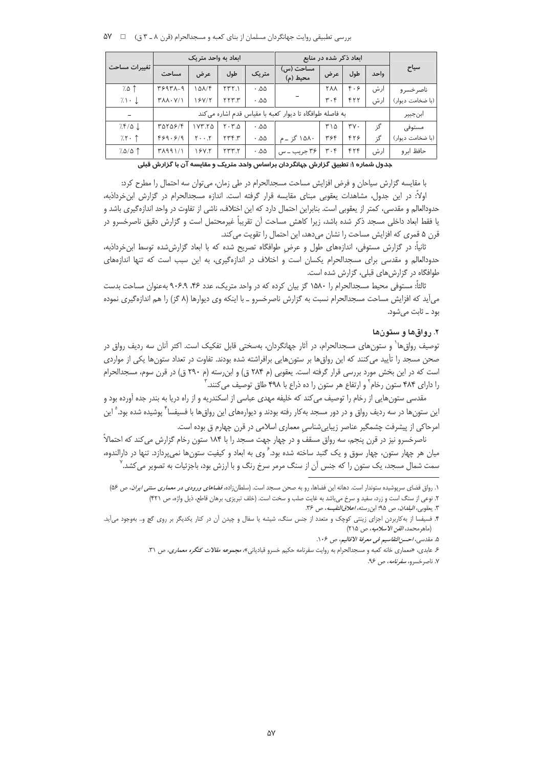| سیاح | ابعاد ذکر شده در منابع | | | | ابعاد به واحد متریک | | | | تغییرات مساحت |
|---|---|---|---|---|---|---|---|---|---|
| | واحد | طول | عرض | مساحت (س) محیط (م) | متریک | طول | عرض | مساحت | |
| ناصرخسرو | ارش | ۴۰۶ | ۲۸۸ | – | ۰.۵۵ | ۲۳۲.۱ | ۱۵۸/۴ | ۳۶۹۳۸-۹ | ٪۵ ↑ |
| (با ضخامت دیوار) | ارش | ۴۲۲ | ۳۰۴ | | ۰.۵۵ | ۲۲۳.۳ | ۱۶۷/۲ | ۳۸۸۰۷/۱ | ٪۱۰ ↓ |
| ابن‌جبیر | به فاصله طوافگاه تا دیوار کعبه با مقیاس قدم اشاره می‌کند | | | | | | | | – |
| مستوفی | گز | ۳۷۰ | ۳۱۵ | | ۰.۵۵ | ۲۰۳.۵ | ۱۷۳.۲۵ | ۳۵۲۵۶/۴ | ٪۴/۵ ↓ |
| (با ضخامت دیوار) | گز | ۴۲۶ | ۳۶۴ | ۱۵۸۰ گز ـ م | ۰.۵۵ | ۲۳۴.۳ | ۲۰۰.۲ | ۴۶۹۰۶/۹ | ٪۲۰ ↑ |
| حافظ ابرو | ارش | ۴۲۴ | ۳۰۴ | ۳۶ جریب ـ س | ۰.۵۵ | ۲۳۳.۲ | ۱۶۷.۲ | ۳۸۹۹۱/۱ | ٪۵/۵ ↑ |

**جدول شماره ۱: تطبیق گزارش جهانگردان براساس واحد متریک و مقایسه آن با گزارش قبلی**

با مقایسه گزارش سیاحان و فرض افزایش مساحت مسجدالحرام در طی زمان، می‌توان سه احتمال را مطرح کرد:

اولاً: در این جدول، مشاهدات یعقوبی مبنای مقایسه قرار گرفته است. اندازه مسجدالحرام در گزارش ابن‌خرداذبه، حدودالعالم و مقدسی، کمتر از یعقوبی است. بنابراین احتمال دارد که این اختلاف، ناشی از تفاوت در واحد اندازه‌گیری باشد و یا فقط ابعاد داخلی مسجد ذکر شده باشد، زیرا کاهش مساحت آن تقریباً غیرمحتمل است و گزارش دقیق ناصرخسرو در قرن ۵ قمری که افزایش مساحت را نشان می‌دهد، این احتمال را تقویت می‌کند.

ثانیاً: در گزارش مستوفی، اندازه‌های طول و عرضِ طوافگاه تصریح شده که با ابعاد گزارش‌شده توسط ابن‌خرداذبه، حدودالعالم و مقدسی برای مسجدالحرام یکسان است و اختلاف در اندازه‌گیری، به این سبب است که تنها اندازه‌های طوافگاه در گزارش‌های قبلی، گزارش شده است.

ثالثاً: مستوفی محیط مسجدالحرام را ۱۵۸۰ گز بیان کرده که در واحد متریک، عدد ۴۶، ۹۰۶.۹ به‌عنوان مساحت بدست می‌آید که افزایش مساحت مسجدالحرام نسبت به گزارش ناصرخسرو ـ با اینکه وی دیوارها (۸ گز) را هم اندازه‌گیری نموده بود ـ ثابت می‌شود.

### ۲. رواق‌ها و ستون‌ها

توصیف رواق‌ها[1] و ستون‌های مسجدالحرام، در آثار جهانگردان، به‌سختی قابل تفکیک است. اکثر آنان سه ردیف رواق در صحن مسجد را تأیید می‌کنند که این رواق‌ها بر ستون‌هایی برافراشته شده بودند. تفاوت در تعداد ستون‌ها یکی از مواردی است که در این بخش مورد بررسی قرار گرفته است. یعقوبی (م ۲۸۴ ق) و ابن‌رسته (م ۲۹۰ ق) در قرن سوم، مسجدالحرام را دارای ۴۸۴ ستون رخام[2] و ارتفاع هر ستون را ده ذراع با ۴۹۸ طاق توصیف می‌کنند.[3]

مقدسی ستون‌هایی از رخام را توصیف می‌کند که خلیفه مهدی عباسی از اسکندریه و از راه دریا به بندر جده آورده بود و این ستون‌ها در سه ردیف رواق و در دور مسجد به‌کار رفته بودند و دیواره‌های این رواق‌ها با فسیفسا[4] پوشیده شده بود.[5] این امرحاکی از پیشرفت چشمگیر عناصر زیبایی‌شناسی معماری اسلامی در قرن چهارم بوده است.

ناصرخسرو نیز در قرن پنجم، سه رواق مسقف و در چهار جهت مسجد را با ۱۸۴ ستون رخام گزارش می‌کند که احتمالاً میان هر چهار ستون، چهار سوق و یک گنبد ساخته شده بود.[6] وی به ابعاد و کیفیت ستون‌ها نمی‌پردازد. تنها در دارالندوه، سمت شمال مسجد، یک ستون را که جنس آن از سنگ مرمر سرخ رنگ و با ارزش بود، باجزئیات به تصویر می‌کشد.[7]

---

۱. رواق فضای سرپوشیده ستوندار است. دهانه این فضاها، رو به صحن مسجد است. (سلطان‌زاده، *فضاهای ورودی در معماری سنتی ایران*، ص ۵۶)

۲. نوعی از سنگ است و زرد، سفید و سرخ می‌باشد به غایت صلب و سخت است. (خلف تبریزی، برهان قاطع، ذیل واژه، ص ۴۲۱)

۳. یعقوبی، *البلدان*، ص ۹۵؛ ابن‌رسته، *اعلاق‌النفیسه*، ص ۳۶.

۴. فسیفسا از به‌کاربردن اجزای زینتی کوچک و متعدد از جنس سنگ، شیشه یا سفال و چیدن آن در کنار یکدیگر بر روی گچ و.. بوجود می‌آید. (ماهرمحمد، *الفن الاسلامیه*، ص ۲۱۵)

۵. مقدسی، *احسن‌التقاسیم فی معرفة الاقالیم*، ص ۱۰۶.

۶. عابدی، «معماری خانه کعبه و مسجدالحرام به روایت سفرنامه حکیم خسرو قبادیانی»، *مجموعه مقالات کنگره معماری*، ص ۳۱.

۷. ناصرخسرو، *سفرنامه*، ص ۹۶.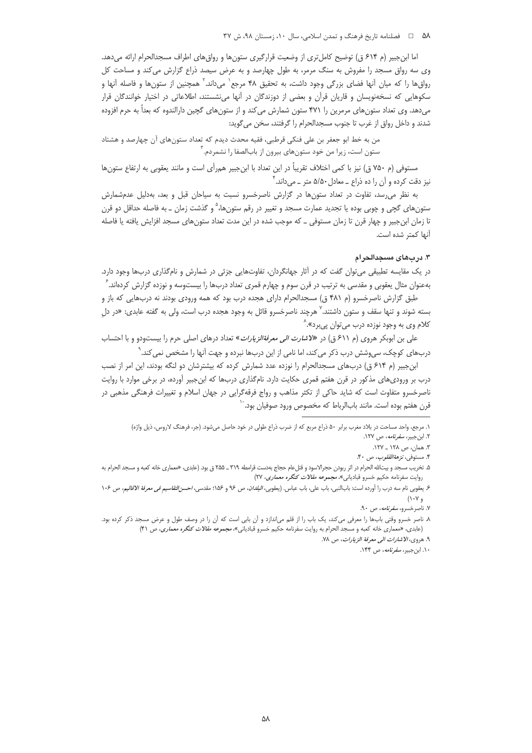اما ابن‌جبیر (م ۶۱۴ ق) توضیح کامل‌تری از وضعیت قرارگیری ستون‌ها و رواق‌های اطراف مسجدالحرام ارائه می‌دهد. وی سه رواق مسجد را مفروش به سنگ مرمر، به طول چهارصد و به عرض سیصد ذراع گزارش می‌کند و مساحت کل رواق‌ها را که میان آنها فضای بزرگی وجود داشت، به تحقیق ۴۸ مرجع[1] می‌داند.[2] همچنین از ستون‌ها و فاصله آنها و سکوهایی که نسخه‌نویسان و قاریان قرآن و بعضی از دوزندگان در آنها می‌نشستند، اطلاعاتی در اختیار خوانندگان قرار می‌دهد. وی تعداد ستون‌های مرمرین را ۴۷۱ ستون شمارش می‌کند و از ستون‌های گچین دارالندوه که بعداً به حرم افزوده شدند و داخل رواق از غرب تا جنوب مسجدالحرام را گرفتند، سخن می‌گوید:

> من به خط ابو جعفر بن علی فنکی قرطبی، فقیه محدث دیدم که تعداد ستون‌های آن چهارصد و هشتاد ستون است، زیرا من خود ستون‌های بیرون از باب‌الصفا را نشمردم.[3]

مستوفی (م ۷۵۰ ق) نیز با کمی اختلاف تقریباً در این تعداد با ابن‌جبیر هم‌رأی است و مانند یعقوبی به ارتفاع ستون‌ها نیز دقت کرده و آن را ده ذراع ـ معادل ۵/۵۰ متر ـ می‌داند.[4]

به نظر می‌رسد، تفاوت در تعداد ستون‌ها در گزارش ناصرخسرو نسبت به سیاحان قبل و بعد، به‌دلیل عدم‌شمارش ستون‌های گچی و چوبی بوده یا تجدید عمارت مسجد و تغییر در رقم ستون‌ها،[5] و گذشت زمان ـ به فاصله حداقل دو قرن تا زمان ابن‌جبیر و چهار قرن تا زمان مستوفی ـ که موجب شده در این مدت تعداد ستون‌های مسجد افزایش یافته یا فاصله آنها کمتر شده است.

### ۳. درب‌های مسجدالحرام

در یک مقایسه تطبیقی می‌توان گفت که در آثار جهانگردان، تفاوت‌هایی جزئی در شمارش و نام‌گذاری درب‌ها وجود دارد. به‌عنوان مثال یعقوبی و مقدسی به ترتیب در قرن سوم و چهارم قمری تعداد درب‌ها را بیست‌وسه و نوزده گزارش کرده‌اند.[6]

طبق گزارش ناصرخسرو (م ۴۸۱ ق) مسجدالحرام دارای هجده درب بود که همه ورودی بودند نه درب‌هایی که باز و بسته شوند و تنها سقف و ستون داشتند.[7] هرچند ناصرخسرو قائل به وجود هجده درب است، ولی به گفته عابدی: «در دلِ کلام وی به وجود نوزده درب می‌توان پی‌برد».[8]

علی بن ابوبکر هروی (م ۶۱۱ ق) در «*الاشارات الی معرفة‌الزیارات*» تعداد درهای اصلی حرم را بیست‌ودو و با احتساب درب‌های کوچک، سی‌وشش درب ذکر می‌کند، اما نامی از این درب‌ها نبرده و جهت آنها را مشخص نمی‌کند.[9]

ابن‌جبیر (م ۶۱۴ ق) درب‌های مسجدالحرام را نوزده عدد شمارش کرده که بیشترشان دو لنگه بودند، این امر از نصب درب بر ورودی‌های مذکور در قرن هفتم قمری حکایت دارد. نام‌گذاری درب‌ها که ابن‌جبیر آورده، در برخی موارد با روایت ناصرخسرو متفاوت است که شاید حاکی از تکثر مذاهب و رواج فرقه‌گرایی در جهان اسلام و تغییرات فرهنگی مذهبی در قرن هفتم بوده است. مانند باب‌الرباط که مخصوص ورود صوفیان بود.[10]

---

۱. مرجع، واحد مساحت در بلاد مغرب برابر ۵۰ ذراع مربع که از ضرب ذراع طولی در خود حاصل می‌شود. (جر، فرهنگ لاروس، ذیل واژه)

۲. ابن‌جبیر، *سفرنامه*، ص ۱۲۷.

۳. همان، ص ۱۲۸ ـ ۱۲۷.

۴. مستوفی، *نزهة‌القلوب*، ص ۴۰.

۵. تخریب مسجد و بیت‌الله الحرام در اثر ربودن حجرالاسود و قتل‌عام حجاج به‌دست قرامطه ۳۱۹ ـ ۲۵۵ ق بود. (عابدی، «معماری خانه کعبه و مسجد الحرام به روایت سفرنامه حکیم خسرو قبادیانی»، *مجموعه مقالات کنگره معماری*، ۲۷)

۶. یعقوبی نام سه درب را آورده است: باب‌النبی، باب علی، باب عباس. (یعقوبی، *البلدان*، ص ۹۶ و ۱۵۶؛ مقدسی، *احسن‌التقاسیم فی معرفة الاقالیم*، ص ۱۰۶ و ۱۰۷)

۷. ناصرخسرو، *سفرنامه*، ص ۹۰.

۸. ناصر خسرو وقتی باب‌ها را معرفی می‌کند، یک باب را از قلم می‌اندازد و آن بابی است که آن را در وصف طول و عرض مسجد ذکر کرده بود. (عابدی، «معماری خانه کعبه و مسجد الحرام به روایت سفرنامه حکیم خسرو قبادیانی»، *مجموعه مقالات کنگره معماری*، ص ۴۱)

۹. هروی، *الاشارات الی معرفة الزیارات*، ص ۷۸.

۱۰. ابن‌جبیر، *سفرنامه*، ص ۱۴۴.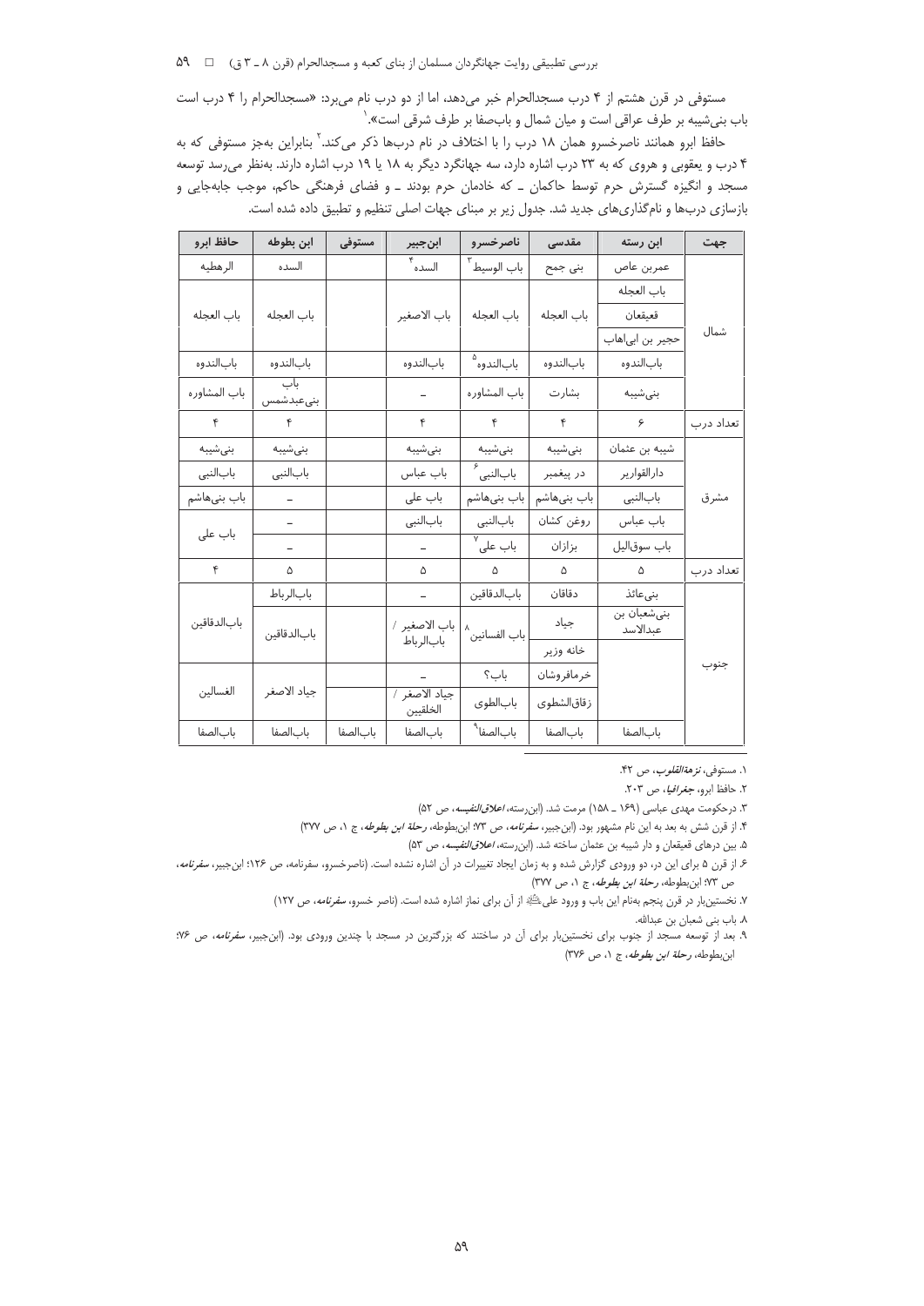مستوفی در قرن هشتم از ۴ درب مسجدالحرام خبر می‌دهد، اما از دو درب نام می‌برد: «مسجدالحرام را ۴ درب است باب بنی‌شیبه بر طرف عراقی است و میان شمال و باب‌صفا بر طرف شرقی است».[۱]

حافظ ابرو همانند ناصرخسرو همان ۱۸ درب را با اختلاف در نام درب‌ها ذکر می‌کند.[۲] بنابراین به‌جز مستوفی که به ۴ درب و یعقوبی و هروی که به ۲۳ درب اشاره دارد، سه جهانگرد دیگر به ۱۸ یا ۱۹ درب اشاره دارند. به‌نظر می‌رسد توسعه مسجد و انگیزه گسترش حرم توسط حاکمان ــ که خادمان حرم بودند ــ و فضای فرهنگی حاکم، موجب جابه‌جایی و بازسازی درب‌ها و نام‌گذاری‌های جدید شد. جدول زیر بر مبنای جهات اصلی تنظیم و تطبیق داده شده است.

| جهت | ابن رسته | مقدسی | ناصرخسرو | ابن‌جبیر | مستوفی | ابن بطوطه | حافظ ابرو |
|---|---|---|---|---|---|---|---|
| شمال | عمربن عاص | بنی جمح | باب الوسیط[۳] | السده[۴] | | السده | الرهطیه |
| | باب العجله | باب العجله | باب العجله | باب الاصغیر | | باب العجله | باب العجله |
| | قعیقعان | | | | | | |
| | حجیر بن ابی‌اهاب | | | | | | |
| | باب‌الندوه | باب‌الندوه | باب‌الندوه[۵] | باب‌الندوه | | باب‌الندوه | باب‌الندوه |
| | بنی‌شیبه | بشارت | باب المشاوره | ـ | | باب بنی‌عبدشمس | باب المشاوره |
| تعداد درب | ۶ | ۴ | ۴ | ۴ | | ۴ | ۴ |
| مشرق | شیبه بن عثمان | بنی‌شیبه | بنی‌شیبه | بنی‌شیبه | | بنی‌شیبه | بنی‌شیبه |
| | دارالقواریر | در پیغمبر | باب‌النبی[۶] | باب عباس | | باب‌النبی | باب‌النبی |
| | باب‌النبی | باب بنی‌هاشم | باب بنی‌هاشم | باب علی | | ـ | باب بنی‌هاشم |
| | باب عباس | روغن کشان | باب‌النبی | باب‌النبی | | ـ | باب علی |
| | باب سوق‌الیل | بزازان | باب علی[۷] | ـ | | ـ | |
| تعداد درب | ۵ | ۵ | ۵ | ۵ | | ۵ | ۴ |
| جنوب | بنی‌عائذ | دقاقان | باب‌الدقاقین | ـ | | باب‌الرباط | باب‌الدقاقین |
| | بنی‌شعبان بن عبدالاسد | جیاد | باب الفسانین[۸] | باب الاصغیر / باب‌الرباط | | باب‌الدقاقین | |
| | | خانه وزیر | | | | | |
| | | خرمافروشان | باب؟ | ـ | | جیاد الاصغر | الغسالین |
| | | زقاق‌الشطوی | باب‌الطوی | جیاد الاصغر / الخلقیین | | | |
| | باب‌الصفا | باب‌الصفا | باب‌الصفا[۹] | باب‌الصفا | باب‌الصفا | باب‌الصفا | باب‌الصفا |

---

۱. مستوفی، *نزهة‌القلوب*، ص ۴۲.

۲. حافظ ابرو، *جغرافیا*، ص ۲۰۳.

۳. درحکومت مهدی عباسی (۱۶۹ ـ ۱۵۸) مرمت شد. (ابن‌رسته، *اعلاق‌النفیسه*، ص ۵۲)

۴. از قرن شش به بعد به این نام مشهور بود. (ابن‌جبیر، *سفرنامه*، ص ۷۳؛ ابن‌بطوطه، *رحلة ابن بطوطه*، ج ۱، ص ۳۷۷)

۵. بین درهای قعیقعان و دار شیبه بن عثمان ساخته شد. (ابن‌رسته، *اعلاق‌النفیسه*، ص ۵۳)

۶. از قرن ۵ برای این در، دو ورودی گزارش شده است و به زمان ایجاد تغییرات در آن اشاره نشده است. (ناصرخسرو، سفرنامه، ص ۱۲۶؛ ابن‌جبیر، *سفرنامه*، ص ۷۳؛ ابن‌بطوطه، *رحلة ابن بطوطه*، ج ۱، ص ۳۷۷)

۷. نخستین‌بار در قرن پنجم به‌نام این باب و ورود علی‌ﷺ از آن برای نماز اشاره شده است. (ناصر خسرو، *سفرنامه*، ص ۱۲۷)

۸. باب بنی شعبان بن عبدالله.

۹. بعد از توسعه مسجد از جنوب برای نخستین‌بار برای آن در ساختند که بزرگترین در مسجد با چندین ورودی بود. (ابن‌جبیر، *سفرنامه*، ص ۷۶؛ ابن‌بطوطه، *رحلة ابن بطوطه*، ج ۱، ص ۳۷۶)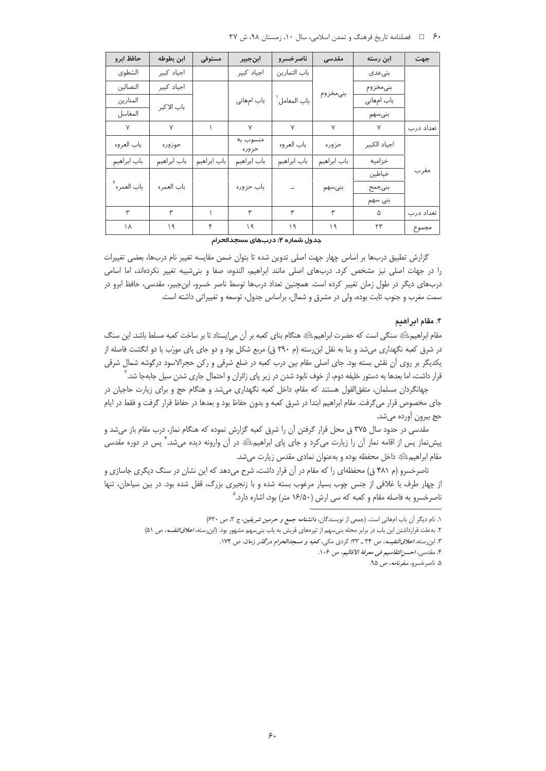| جهت | ابن رسته | مقدسی | ناصرخسرو | ابن‌جبیر | مستوفی | ابن بطوطه | حافظ ابرو |
| --- | --- | --- | --- | --- | --- | --- | --- |
| | بنی‌عدی | بنی‌مخزوم | باب التمارین | اجیاد کبیر | | اجیاد کبیر | الشطوی |
| | بنی‌مخزوم | | باب المعامل[1] | باب امهانی | | اجیاد کبیر | النصالین |
| | باب امهانی | | | | | باب الاکبر | المنارین |
| | بنی‌سهم | | | | | | المغاسل |
| تعداد درب | ۷ | ۷ | ۷ | ۷ | ۱ | ۷ | ۷ |
| مغرب | اجیاد الکبیر | حزوره | باب العروه | منسوب به حزوره | | حوزوره | باب العروه |
| | خزامیه | باب ابراهیم | باب ابراهیم | باب ابراهیم | باب ابراهیم | باب ابراهیم | باب ابراهیم |
| | خیاطین | بنی‌سهم | – | باب حزوره | | باب العمره | باب العمره[2] |
| | بنی‌جمح | | | | | | |
| | بنی سهم | | | | | | |
| تعداد درب | ۵ | ۳ | ۳ | ۳ | ۱ | ۳ | ۳ |
| مجموع | ۲۳ | ۱۹ | ۱۹ | ۱۹ | ۴ | ۱۹ | ۱۸ |

**جدول شماره ۲: درب‌های مسجدالحرام**

گزارش تطبیق درب‌ها بر اساس چهار جهت اصلی تدوین شده تا بتوان ضمن مقایسه تغییر نام درب‌ها، بعضی تغییرات را در جهات اصلی نیز مشخص کرد. درب‌های اصلی مانند ابراهیم، الندوه، صفا و بنی‌شیبه تغییر نکرده‌اند، اما اسامی درب‌های دیگر در طول زمان تغییر کرده است. همچنین تعداد درب‌ها توسط ناصر خسرو، ابن‌جبیر، مقدسی، حافظ ابرو در سمت مغرب و جنوب ثابت بوده، ولی در مشرق و شمال، براساس جدول، توسعه و تغییراتی داشته است.

### ۴. مقام ابراهیم

مقام ابراهیمؑ سنگی است که حضرت ابراهیمؑ هنگام بنای کعبه بر آن می‌ایستاد تا بر ساخت کعبه مسلط باشد. این سنگ در شرق کعبه نگهداری می‌شد و بنا به نقل ابن‌رسته (م ۲۹۰ ق) مربع شکل بود و دو جای پای مورّب با دو انگشت فاصله از یکدیگر بر روی آن نقش بسته بود. جای اصلی مقام بین درب کعبه در ضلع شرقی و رکن حجرالاسود درگوشه شمال شرقی قرار داشت، اما بعدها به دستور خلیفه دوم، از خوف نابود شدن در زیر پای زائران و احتمال جاری شدن سیل جابه‌جا شد.[3]

جهانگردان مسلمان، متفق‌القول هستند که مقام، داخل کعبه نگهداری می‌شد و هنگام حج و برای زیارت حاجیان در جای مخصوص قرار می‌گرفت. مقام ابراهیم ابتدا در شرق کعبه و بدون حفاظ بود و بعدها در حفاظ قرار گرفت و فقط در ایام حج بیرون آورده می‌شد.

مقدسی در حدود سال ۳۷۵ ق محل قرار گرفتن آن را شرق کعبه گزارش نموده که هنگام نماز، درب مقام باز می‌شد و پیش‌نماز پس از اقامه نماز آن را زیارت می‌کرد و جای پای ابراهیمؑ در آن وارونه دیده می‌شد.[4] پس در دوره مقدسی مقام ابراهیمؑ داخل محفظه بوده و به‌عنوان نمادی مقدس زیارت می‌شد.

ناصرخسرو (م ۴۸۱ ق) محفظه‌ای را که مقام در آن قرار داشت، شرح می‌دهد که این نشان در سنگ دیگری جاسازی و از چهار طرف با غلافی از جنس چوب بسیار مرغوب بسته شده و با زنجیری بزرگ، قفل شده بود. در بین سیاحان، تنها ناصرخسرو به فاصله مقام و کعبه که سی ارش (۱۶/۵۰ متر) بود، اشاره دارد.[5]

---

۱. نام دیگر آن باب امهانی است. (جمعی از نویسندگان، *دانشنامه جمع و حرمین شریفین*، ج ۳، ص ۶۳۰)

۲. به‌علت قرارداشتن این باب در برابر محله بنی‌سهم از تیره‌های قریش به باب بنی‌سهم مشهور بود. (ابن‌رسته، *اعلاق‌النفسه*، ص ۵۱)

۳. ابن‌رسته، *اعلاق‌النفیسه*، ص ۳۴ ـ ۳۳؛ کردی مکی، *کعبه و مسجدالحرام درگذر زمان*، ص ۱۷۴.

۴. مقدسی، *احسن‌التقاسیم فی معرفة الاقالیم*، ص ۱۰۶.

۵. ناصرخسرو، *سفرنامه*، ص ۹۵.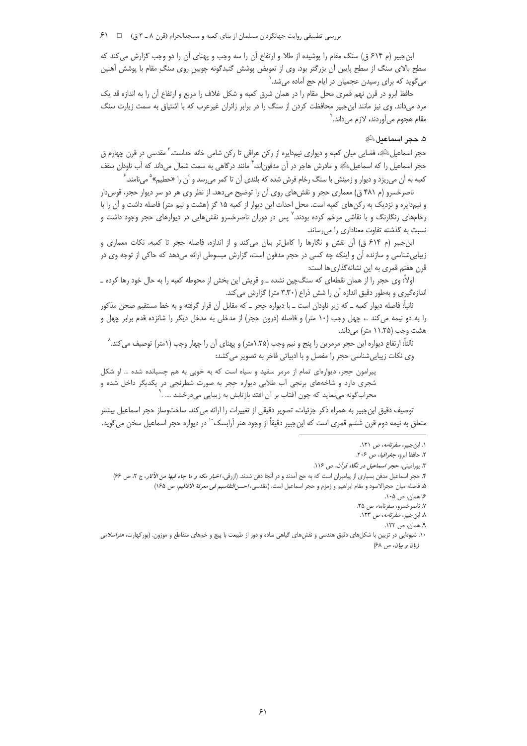ابن‌جبیر (م ۶۱۴ ق) سنگ مقام را پوشیده از طلا و ارتفاع آن را سه وجب و پهنای آن را دو وجب گزارش می‌کند که سطح بالای سنگ از سطح پایین آن بزرگ‌تر بود. وی از تعویض پوشش گنبدگونه چوبینِ روی سنگِ مقام با پوشش آهنین می‌گوید که برای رسیدن عجمیان در ایام حج آماده می‌شد.[1]

حافظ ابرو در قرن نهم قمری محل مقام را در همان شرق کعبه و شکل غلاف را مربع و ارتفاع آن را به اندازه قد یک مرد می‌داند. وی نیز مانند ابن‌جبیر محافظت کردن از سنگ را در برابر زائران غیرعرب که با اشتیاق به سمت زیارت سنگ مقام هجوم می‌آوردند، لازم می‌داند.[2]

### ۵. حجر اسماعیل

حجر اسماعیل، فضایی میان کعبه و دیواری نیم‌دایره از رکن عراقی تا رکن شامی خانه خداست.[3] مقدسی در قرن چهارم ق حجر اسماعیل را که اسماعیل و مادرش هاجر در آن مدفون‌اند،[4] مانند درگاهی به سمت شمال می‌داند که آب ناودان سقف کعبه به آن می‌ریزد و دیوار و زمینش با سنگ رخام فرش شده که بلندی آن تا کمر می‌رسد و آن را «حطیم»[5] می‌نامند.[6]

ناصرخسرو (م ۴۸۱ ق) معماری حجر و نقش‌های روی آن را توضیح می‌دهد. از نظر وی هر دو سر دیوار حجر، قوس‌دار و نیم‌دایره و نزدیک به رکن‌های کعبه است. محل احداث این دیوار از کعبه ۱۵ گز (هشت و نیم متر) فاصله داشت و آن را با رخام‌های رنگارنگ و با نقاشی مرخم کرده بودند.[7] پس در دوران ناصرخسرو نقش‌هایی در دیوارهای حجر وجود داشت و نسبت به گذشته تفاوت معناداری را می‌رساند.

ابن‌جبیر (م ۶۱۴ ق) آن نقش و نگارها را کامل‌تر بیان می‌کند و از اندازه، فاصله حجر تا کعبه، نکات معماری و زیبایی‌شناسی و سازنده آن و اینکه چه کسی در حجر مدفون است، گزارش مبسوطی ارائه می‌دهد که حاکی از توجه وی در قرن هفتم قمری به این نشانه‌گذاری‌ها است:

اولاً: وی حجر را از همان نقطه‌ای که سنگ‌چین نشده ـ و قریش این بخش از محوطه کعبه را به حال خود رها کرده ـ اندازه‌گیری و به‌طور دقیق اندازه آن را شش ذراع (۳.۳۰ متر) گزارش می‌کند.

ثانیاً: فاصله دیوار کعبه ـ که زیر ناودان است ـ با دیواره حجر ـ که مقابل آن قرار گرفته و به خط مستقیم صحن مذکور را به دو نیمه می‌کند ـ چهل وجب (۱۰ متر) و فاصله (درون حجر) از مدخلی به مدخل دیگر را شانزده قدم برابر چهل و هشت وجب (۱۱.۲۵ متر) می‌داند.

ثالثاً: ارتفاع دیواره این حجر مرمرین را پنج و نیم وجب (۱.۲۵متر) و پهنای آن را چهار وجب (۱متر) توصیف می‌کند.[8] وی نکات زیبایی‌شناسی حجر را مفصل و با ادبیاتی فاخر به تصویر می‌کشد:

> پیرامون حجر، دیواره‌ای تمام از مرمر سفید و سیاه است که به خوبی به هم چسبانده شده ... او شکل شجری دارد و شاخه‌های برنجی آب طلایی دیواره حجر به صورت شطرنجی در یکدیگر داخل شده و محراب‌گونه می‌نماید که چون آفتاب بر آن افتد بازتابش به زیبایی می‌درخشد ... .[9]

توصیف دقیق ابن‌جبیر به همراه ذکر جزئیات، تصویر دقیقی از تغییرات را ارائه می‌کند. ساخت‌وساز حجر اسماعیل بیشتر متعلق به نیمه دوم قرن ششم قمری است که ابن‌جبیر دقیقاً از وجود هنر آرابسک[10] در دیواره حجر اسماعیل سخن می‌گوید.

---

۱. ابن‌جبیر، *سفرنامه*، ص ۱۲۱.

۲. حافظ ابرو، *جغرافیا*، ص ۲۰۶.

۳. پورامینی، *حجر اسماعیل در نگاه قرآن*، ص ۱۱۶.

۴. حجر اسماعیل مدفن بسیاری از پیامبران است که به حج آمدند و در آنجا دفن شدند. (ازرقی، *اخبار مکه و ما جاء فیها من الآثار*، ج ۲، ص ۶۶)

۵. فاصله میان حجرالاسود و مقام ابراهیم و زمزم و حجر اسماعیل است. (مقدسی، *احسن‌التقاسیم فی معرفة الاقالیم*، ص ۱۶۵)

۶. همان، ص ۱۰۵.

۷. ناصرخسرو، سفرنامه، ص ۲۵.

۸. ابن‌جبیر، *سفرنامه*، ص ۱۲۳.

۹. همان، ص ۱۲۲.

۱۰. شیوه‌ایی در تزیین با شکل‌های دقیق هندسی و نقش‌های گیاهی ساده و دور از طبیعت با پیچ و خم‌های متقاطع و موزون. (بورکهارت، *هنر اسلامی زبان و بیان*، ص ۶۸)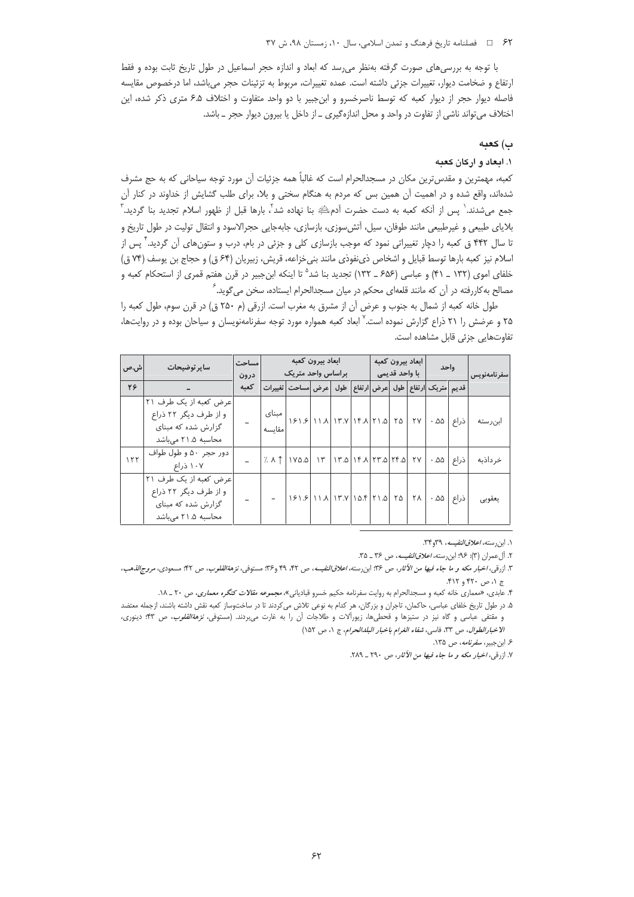با توجه به بررسی‌های صورت گرفته به‌نظر می‌رسد که ابعاد و اندازه حجر اسماعیل در طول تاریخ ثابت بوده و فقط ارتفاع و ضخامت دیوار، تغییرات جزئی داشته است. عمده تغییرات، مربوط به تزئینات حجر می‌باشد، اما درخصوص مقایسه فاصله دیوار حجر از دیوار کعبه که توسط ناصرخسرو و ابن‌جبیر با دو واحد متفاوت و اختلاف ۶.۵ متری ذکر شده، این اختلاف می‌تواند ناشی از تفاوت در واحد و محل اندازه‌گیری ـ از داخل یا بیرون دیوار حجر ـ باشد.

### ب) کعبه

#### ۱. ابعاد و ارکان کعبه

کعبه، مهمترین و مقدس‌ترین مکان در مسجدالحرام است که غالباً همه جزئیات آن مورد توجه سیاحانی که به حج مشرف شده‌اند، واقع شده و در اهمیت آن همین بس که مردم به هنگام سختی و بلا، برای طلب گشایش از خداوند در کنار آن جمع می‌شدند.[۱] پس از آنکه کعبه به دست حضرت آدمﷺ بنا نهاده شد[۲]، بارها قبل از ظهور اسلام تجدید بنا گردید.[۳] بلایای طبیعی و غیرطبیعی مانند طوفان، سیل، آتش‌سوزی، بازسازی، جابه‌جایی حجرالاسود و انتقال تولیت در طول تاریخ و تا سال ۴۴۲ ق کعبه را دچار تغییراتی نمود که موجب بازسازی کلی و جزئی در بام، درب و ستون‌های آن گردید.[۴] پس از اسلام نیز کعبه بارها توسط قبایل و اشخاص ذی‌نفوذی مانند بنی‌خزاعه، قریش، زبیریان (۶۴ ق) و حجاج بن یوسف (۷۴ ق) خلفای اموی (۱۳۲ ـ ۴۱) و عباسی (۶۵۶ ـ ۱۳۲) تجدید بنا شد[۵] تا اینکه ابن‌جبیر در قرن هفتم قمری از استحکام کعبه و مصالح به‌کاررفته در آن که مانند قلعه‌ای محکم در میان مسجدالحرام ایستاده، سخن می‌گوید.[۶]

طول خانه کعبه از شمال به جنوب و عرض آن از مشرق به مغرب است. ازرقی (م ۲۵۰ ق) در قرن سوم، طول کعبه را ۲۵ و عرضش را ۲۱ ذراع گزارش نموده است.[۷] ابعاد کعبه همواره مورد توجه سفرنامه‌نویسان و سیاحان بوده و در روایت‌ها، تفاوت‌هایی جزئی قابل مشاهده است.

| سفرنامه‌نویس | واحد | | ابعاد بیرون کعبه با واحد قدیمی | | | ابعاد بیرون کعبه براساس واحد متریک | | | | | مساحت درون کعبه | سایرتوضیحات | ش.ص |
|---|---|---|---|---|---|---|---|---|---|---|---|---|---|
| | قدیم | متریک | ارتفاع | طول | عرض | ارتفاع | طول | عرض | مساحت | تغییرات | | – | ۲۶ |
| ابن‌رسته | ذراع | ۰.۵۵ | ۲۷ | ۲۵ | ۲۱.۵ | ۱۴.۸ | ۱۳.۷ | ۱۱.۸ | ۱۶۱.۶ | مبنای مقایسه | – | عرض کعبه از یک طرف ۲۱ و از طرف دیگر ۲۲ ذراع گزارش شده که مبنای محاسبه ۲۱.۵ می‌باشد | |
| خرداذبه | ذراع | ۰.۵۵ | ۲۷ | ۲۴.۵ | ۲۳.۵ | ۱۴.۸ | ۱۳.۵ | ۱۳ | ۱۷۵.۵ | ٪ ۸ ↑ | – | دور حجر ۵۰ و طول طواف ۱۰۷ ذراع | ۱۲۲ |
| یعقوبی | ذراع | ۰.۵۵ | ۲۸ | ۲۵ | ۲۱.۵ | ۱۵.۴ | ۱۳.۷ | ۱۱.۸ | ۱۶۱.۶ | = | – | عرض کعبه از یک طرف ۲۱ و از طرف دیگر ۲۲ ذراع گزارش شده که مبنای محاسبه ۲۱.۵ می‌باشد | |

---

۱. ابن‌رسته، *اعلاق‌النفیسه*، ۳۹و۳۴.

۲. آل‌عمران (۳): ۹۶؛ ابن‌رسته، *اعلاق‌النفیسه*، ص ۳۶ ـ ۳۵.

۳. ازرقی، *اخبار مکه و ما جاء فیها من الآثار*، ص ۳۶؛ ابن‌رسته، *اعلاق‌النفیسه*، ص ۴۲، ۴۹ و۳۶؛ مستوفی، *نزهة‌القلوب*، ص ۴۲؛ مسعودی، *مروج‌الذهب*، ج ۱، ص ۴۲۰ و ۴۱۲.

۴. عابدی، «معماری خانه کعبه و مسجدالحرام به روایت سفرنامه حکیم خسرو قبادیانی»، *مجموعه مقالات کنگره معماری*، ص ۲۰ ـ ۱۸.

۵. در طول تاریخ خلفای عباسی، حاکمان، تاجران و بزرگان، هر کدام به نوعی تلاش می‌کردند تا در ساخت‌وساز کعبه نقش داشته باشند، ازجمله معتضد و مقتفی عباسی و گاه نیز در ستیزها و قحطی‌ها، زیورآلات و طلاجات آن را به غارت می‌بردند. (مستوفی، *نزهة‌القلوب*، ص ۴۳؛ دینوری، *الاخبارالطوال*، ص ۳۳، فاسی، *شفاء الغرام باخبار البلدالحرام*، ج ۱، ص ۱۵۲)

۶. ابن‌جبیر، *سفرنامه*، ص ۱۳۵.

۷. ازرقی، *اخبار مکه و ما جاء فیها من الآثار*، ص ۲۹۰ ـ ۲۸۹.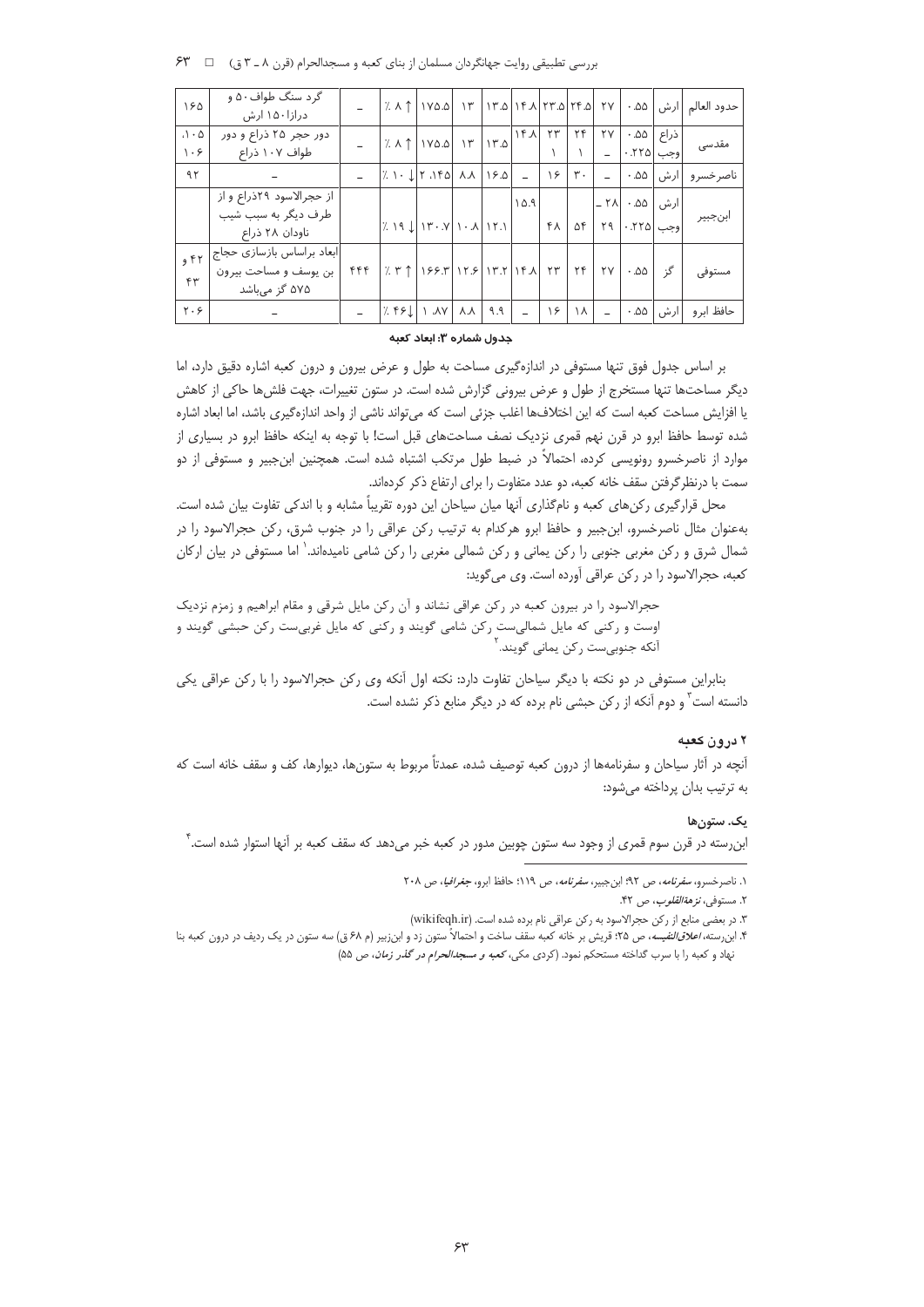| | | | | | | | | | | | | | |
|---|---|---|---|---|---|---|---|---|---|---|---|---|---|
| حدود العالم | ارش | ۰.۵۵ | ۲۷ | ۲۴.۵ | ۲۳.۵ | ۱۴.۸ | ۱۳.۵ | ۱۳ | ۱۷۵.۵ | ٪ ۸ ↑ | – | گرد سنگ طواف ۵۰ و درازا ۱۵۰ ارش | ۱۶۵ |
| مقدسی | ذراع وجب | ۰.۵۵ ۰.۲۲۵ | ۲۷ – | ۲۴ ۱ | ۲۳ ۱ | ۱۴.۸ | ۱۳.۵ | ۱۳ | ۱۷۵.۵ | ٪ ۸ ↑ | – | دور حجر ۲۵ ذراع و دور طواف ۱۰۷ ذراع | ۱۰۵، ۱۰۶ |
| ناصرخسرو | ارش | ۰.۵۵ | – | ۳۰ | ۱۶ | – | ۱۶.۵ | ۸.۸ | ۱۴۵.۲ | ٪ ۱۰ ↓ | – | – | ۹۲ |
| ابن‌جبیر | ارش وجب | ۰.۵۵ ۰.۲۲۵ | ۲۸ – ۲۹ | ۵۴ | ۴۸ | ۱۵.۹ | ۱۲.۱ | ۱۰.۸ | ۱۳۰.۷ | ٪ ۱۹ ↓ | | از حجرالاسود ۲۹ذراع و از طرف دیگر به سبب شیب ناودان ۲۸ ذراع | |
| مستوفی | گز | ۰.۵۵ | ۲۷ | ۲۴ | ۲۳ | ۱۴.۸ | ۱۳.۲ | ۱۲.۶ | ۱۶۶.۳ | ٪ ۳ ↑ | ۴۴۴ | ابعاد براساس بازسازی حجاج بن یوسف و مساحت بیرون ۵۷۵ گز می‌باشد | ۴۲ و ۴۳ |
| حافظ ابرو | ارش | ۰.۵۵ | – | ۱۸ | ۱۶ | – | ۹.۹ | ۸.۸ | ۸۷.۱ | ٪ ۴۶ ↓ | – | – | ۲۰۶ |

**جدول شماره ۳: ابعاد کعبه**

بر اساس جدول فوق تنها مستوفی در اندازه‌گیری مساحت به طول و عرض بیرون و درون کعبه اشاره دقیق دارد، اما دیگر مساحت‌ها تنها مستخرج از طول و عرض بیرونی گزارش شده است. در ستون تغییرات، جهت فلش‌ها حاکی از کاهش یا افزایش مساحت کعبه است که این اختلاف‌ها اغلب جزئی است که می‌تواند ناشی از واحد اندازه‌گیری باشد، اما ابعاد اشاره شده توسط حافظ ابرو در قرن نهم قمری نزدیک نصف مساحت‌های قبل است! با توجه به اینکه حافظ ابرو در بسیاری از موارد از ناصرخسرو رونویسی کرده، احتمالاً در ضبط طول مرتکب اشتباه شده است. همچنین ابن‌جبیر و مستوفی از دو سمت با درنظرگرفتن سقف خانه کعبه، دو عدد متفاوت را برای ارتفاع ذکر کرده‌اند.

محل قرارگیری رکن‌های کعبه و نام‌گذاری آنها میان سیاحان این دوره تقریباً مشابه و با اندکی تفاوت بیان شده است. به‌عنوان مثال ناصرخسرو، ابن‌جبیر و حافظ ابرو هرکدام به ترتیب رکن عراقی را در جنوب شرق، رکن حجرالاسود را در شمال شرق و رکن مغربی جنوبی را رکن یمانی و رکن شمالی مغربی را رکن شامی نامیده‌اند.[1] اما مستوفی در بیان ارکان کعبه، حجرالاسود را در رکن عراقی آورده است. وی می‌گوید:

حجرالاسود را در بیرون کعبه در رکن عراقی نشاند و آن رکن مایل شرقی و مقام ابراهیم و زمزم نزدیک اوست و رکنی که مایل شمالی‌ست رکن شامی گویند و رکنی که مایل غربی‌ست رکن حبشی گویند و آنکه جنوبی‌ست رکن یمانی گویند.[2]

بنابراین مستوفی در دو نکته با دیگر سیاحان تفاوت دارد: نکته اول آنکه وی رکن حجرالاسود را با رکن عراقی یکی دانسته است[3] و دوم آنکه از رکن حبشی نام برده که در دیگر منابع ذکر نشده است.

## ۲ درون کعبه

آنچه در آثار سیاحان و سفرنامه‌ها از درون کعبه توصیف شده، عمدتاً مربوط به ستون‌ها، دیوارها، کف و سقف خانه است که به ترتیب بدان پرداخته می‌شود:

### یک. ستون‌ها

ابن‌رسته در قرن سوم قمری از وجود سه ستون چوبین مدور در کعبه خبر می‌دهد که سقف کعبه بر آنها استوار شده است.[4]

---

۱. ناصرخسرو، *سفرنامه*، ص ۹۲؛ ابن‌جبیر، *سفرنامه*، ص ۱۱۹؛ حافظ ابرو، *جغرافیا*، ص ۲۰۸

۲. مستوفی، *نزهةالقلوب*، ص ۴۲.

۳. در بعضی منابع از رکن حجرالاسود به رکن عراقی نام برده شده است. (wikifeqh.ir)

۴. ابن‌رسته، *اعلاق‌النفیسه*، ص ۲۵؛ قریش بر خانه کعبه سقف ساخت و احتمالاً ستون زد و ابن‌زبیر (م ۶۸ ق) سه ستون در یک ردیف در درون کعبه بنا نهاد و کعبه را با سرب گداخته مستحکم نمود. (کردی مکی، *کعبه و مسجدالحرام در گذر زمان*، ص ۵۵)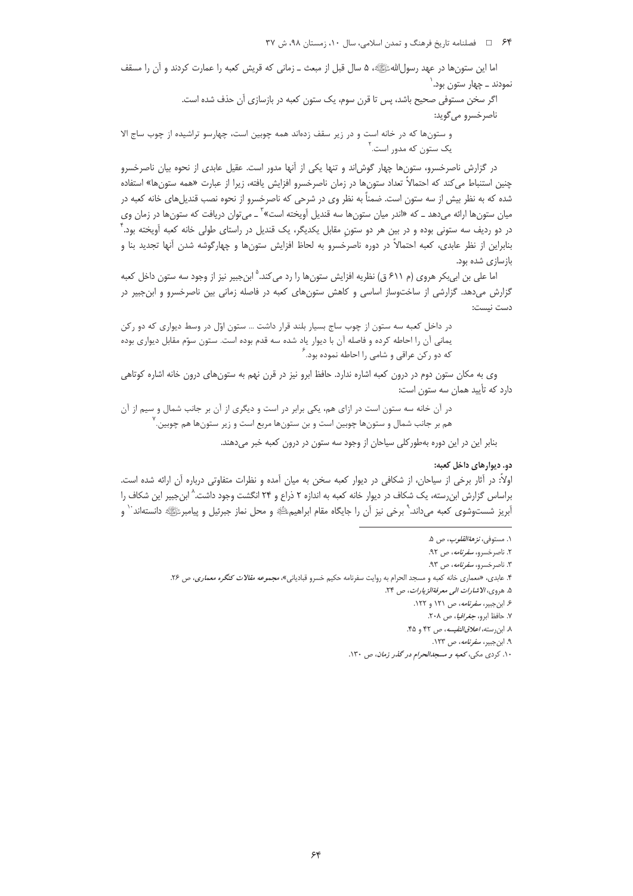اما این ستون‌ها در عهد رسول‌الله ﷺ، ۵ سال قبل از مبعث ـ زمانی که قریش کعبه را عمارت کردند و آن را مسقف نمودند ـ چهار ستون بود.[۱]

اگر سخن مستوفی صحیح باشد، پس تا قرن سوم، یک ستون کعبه در بازسازی آن حذف شده است.

ناصرخسرو می‌گوید:

> و ستون‌ها که در خانه است و در زیر سقف زده‌اند همه چوبین است، چهارسو تراشیده از چوب ساج الا یک ستون که مدور است.[۲]

در گزارش ناصرخسرو، ستون‌ها چهار گوش‌اند و تنها یکی از آنها مدور است. عقیل عابدی از نحوه بیان ناصرخسرو چنین استنباط می‌کند که احتمالاً تعداد ستون‌ها در زمان ناصرخسرو افزایش یافته، زیرا از عبارت «همه ستون‌ها» استفاده شده که به نظر بیش از سه ستون است. ضمناً به نظر وی در شرحی که ناصرخسرو از نحوه نصب قندیل‌های خانه کعبه در میان ستون‌ها ارائه می‌دهد ـ که «اندر میان ستون‌ها سه قندیل آویخته است»[۳] ـ می‌توان دریافت که ستون‌ها در زمان وی در دو ردیف سه ستونی بوده و در بین هر دو ستونِ مقابل یکدیگر، یک قندیل در راستای طولی خانه کعبه آویخته بود.[۴] بنابراین از نظر عابدی، کعبه احتمالاً در دوره ناصرخسرو به لحاظ افزایش ستون‌ها و چهارگوشه شدن آنها تجدید بنا و بازسازی شده بود.

اما علی بن ابی‌بکر هروی (م ۶۱۱ ق) نظریه افزایش ستون‌ها را رد می‌کند.[۵] ابن‌جبیر نیز از وجود سه ستون داخل کعبه گزارش می‌دهد. گزارشی از ساخت‌وساز اساسی و کاهش ستون‌های کعبه در فاصله زمانی بین ناصرخسرو و ابن‌جبیر در دست نیست:

> در داخل کعبه سه ستون از چوب ساج بسیار بلند قرار داشت ... ستون اوّل در وسط دیواری که دو رکن یمانی آن را احاطه کرده و فاصله آن با دیوار یاد شده سه قدم بوده است. ستون سوّم مقابل دیواری بوده که دو رکن عراقی و شامی را احاطه نموده بود.[۶]

وی به مکان ستون دوم در درون کعبه اشاره ندارد. حافظ ابرو نیز در قرن نهم به ستون‌های درون خانه اشاره کوتاهی دارد که تأیید همان سه ستون است:

> در آن خانه سه ستون است در ازای هم، یکی برابر در است و دیگری از آن بر جانب شمال و سیم از آن هم بر جانب شمال و ستون‌ها چوبین است و بن ستون‌ها مربع است و زیر ستون‌ها هم چوبین.[۷]

بنابر این در این دوره به‌طورکلی سیاحان از وجود سه ستون در درون کعبه خبر می‌دهند.

**دو. دیوارهای داخل کعبه:**

اولاً: در آثار برخی از سیاحان، از شکافی در دیوار کعبه سخن به میان آمده و نظرات متفاوتی درباره آن ارائه شده است. براساس گزارش ابن‌رسته، یک شکاف در دیوار خانه کعبه به اندازه ۲ ذراع و ۲۴ انگشت وجود داشت.[۸] ابن‌جبیر این شکاف را آبریز شستوشوی کعبه می‌داند.[۹] برخی نیز آن را جایگاه مقام ابراهیم ﷺ و محل نماز جبرئیل و پیامبر ﷺ دانسته‌اند[۱۰] و

---

۱. مستوفی، *نزهة‌القلوب*، ص ۵.

۲. ناصرخسرو، *سفرنامه*، ص ۹۲.

۳. ناصرخسرو، *سفرنامه*، ص ۹۳.

۴. عابدی، «معماری خانه کعبه و مسجد الحرام به روایت سفرنامه حکیم خسرو قبادیانی»، *مجموعه مقالات کنگره معماری*، ص ۲۶.

۵. هروی، *الاشارات الی معرفة‌الزیارات*، ص ۲۴.

۶. ابن‌جبیر، *سفرنامه*، ص ۱۲۱ و ۱۲۲.

۷. حافظ ابرو، *جغرافیا*، ص ۲۰۸.

۸. ابن‌رسته، *اعلاق‌النفیسه*، ص ۴۲ و ۴۵.

۹. ابن‌جبیر، *سفرنامه*، ص ۱۲۳.

۱۰. کردی مکی، *کعبه و مسجدالحرام در گذر زمان*، ص ۱۳۰.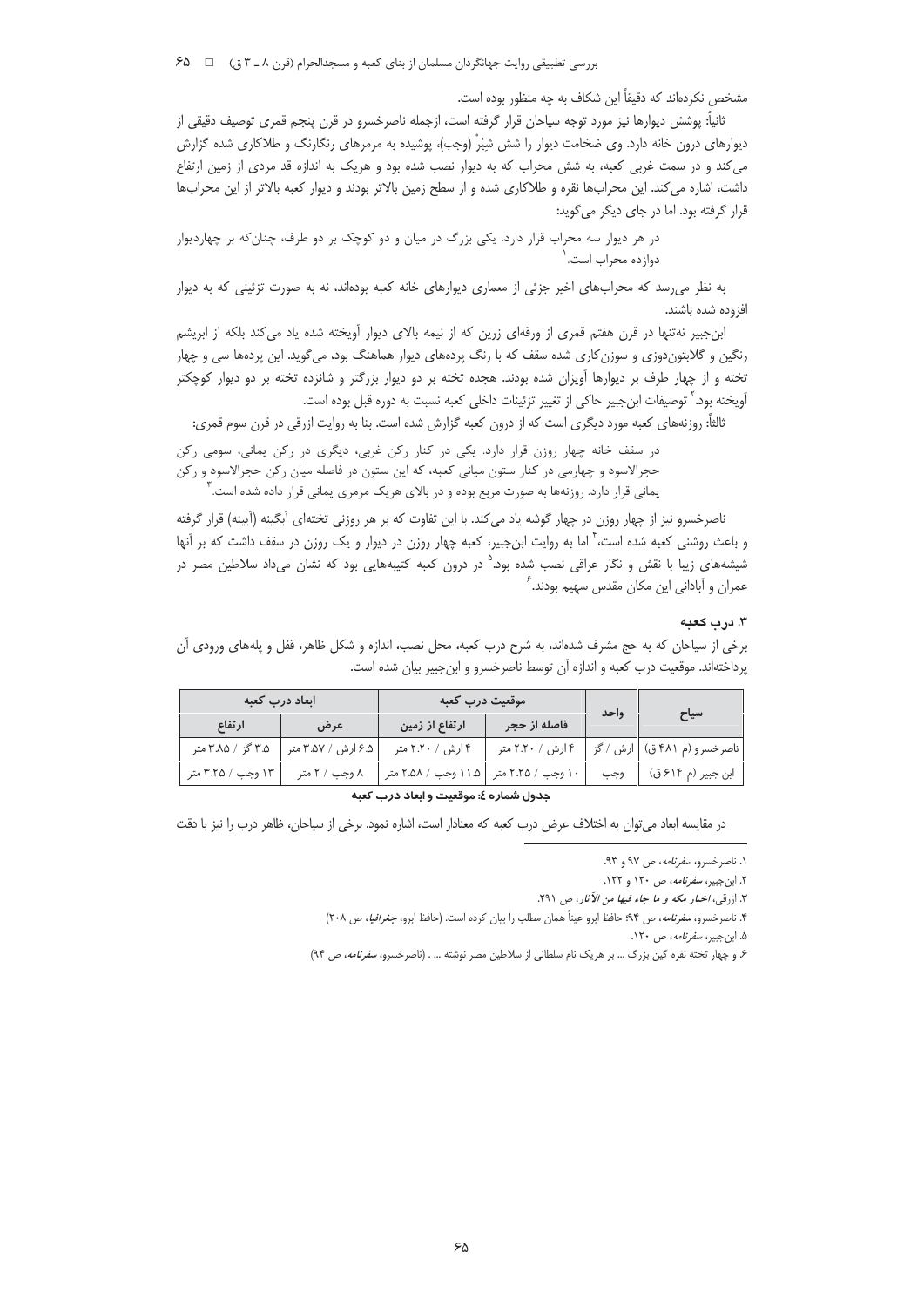مشخص نکرده‌اند که دقیقاً این شکاف به چه منظور بوده است.

ثانیاً: پوشش دیوارها نیز مورد توجه سیاحان قرار گرفته است، ازجمله ناصرخسرو در قرن پنجم قمری توصیف دقیقی از دیوارهای درون خانه دارد. وی ضخامت دیوار را شش شِبْر (وجب)، پوشیده به مرمرهای رنگارنگ و طلاکاری شده گزارش می‌کند و در سمت غربی کعبه، به شش محراب که به دیوار نصب شده بود و هریک به اندازه قد مردی از زمین ارتفاع داشت، اشاره می‌کند. این محراب‌ها نقره و طلاکاری شده و از سطح زمین بالاتر بودند و دیوار کعبه بالاتر از این محراب‌ها قرار گرفته بود. اما در جای دیگر می‌گوید:

> در هر دیوار سه محراب قرار دارد. یکی بزرگ در میان و دو کوچک بر دو طرف، چنان‌که بر چهاردیوار دوازده محراب است.[1]

به نظر می‌رسد که محراب‌های اخیر جزئی از معماری دیوارهای خانه کعبه بوده‌اند، نه به صورت تزئینی که به دیوار افزوده شده باشند.

ابن‌جبیر نه‌تنها در قرن هفتم قمری از ورقه‌ای زرین که از نیمه بالای دیوار آویخته شده یاد می‌کند بلکه از ابریشم رنگین و گلابتون‌دوزی و سوزن‌کاری شده سقف که با رنگ پرده‌های دیوار هماهنگ بود، می‌گوید. این پرده‌ها سی و چهار تخته و از چهار طرف بر دیوارها آویزان شده بودند. هجده تخته بر دو دیوار بزرگتر و شانزده تخته بر دو دیوار کوچکتر آویخته بود.[2] توصیفات ابن‌جبیر حاکی از تغییر تزئینات داخلی کعبه نسبت به دوره قبل بوده است.

ثالثاً: روزنه‌های کعبه مورد دیگری است که از درون کعبه گزارش شده است. بنا به روایت ازرقی در قرن سوم قمری:

> در سقف خانه چهار روزن قرار دارد. یکی در کنار رکن غربی، دیگری در رکن یمانی، سومی رکن حجرالاسود و چهارمی در کنار ستون میانی کعبه، که این ستون در فاصله میان رکن حجرالاسود و رکن یمانی قرار دارد. روزنه‌ها به صورت مربع بوده و در بالای هریک مرمری یمانی قرار داده شده است.[3]

ناصرخسرو نیز از چهار روزن در چهار گوشه یاد می‌کند. با این تفاوت که بر هر روزنی تخته‌ای آبگینه (آیینه) قرار گرفته و باعث روشنی کعبه شده است،[4] اما به روایت ابن‌جبیر، کعبه چهار روزن در دیوار و یک روزن در سقف داشت که بر آنها شیشه‌های زیبا با نقش و نگار عراقی نصب شده بود.[5] در درون کعبه کتیبه‌هایی بود که نشان می‌داد سلاطین مصر در عمران و آبادانی این مکان مقدس سهیم بودند.[6]

### ۳. درب کعبه

برخی از سیاحان که به حج مشرف شده‌اند، به شرح درب کعبه، محل نصب، اندازه و شکل ظاهر، قفل و پله‌های ورودی آن پرداخته‌اند. موقعیت درب کعبه و اندازه آن توسط ناصرخسرو و ابن‌جبیر بیان شده است.

| سیاح | واحد | موقعیت درب کعبه | | ابعاد درب کعبه | |
|---|---|---|---|---|---|
| | | فاصله از حجر | ارتفاع از زمین | عرض | ارتفاع |
| ناصرخسرو (م ۴۸۱ ق) | ارش / گز | ۴ ارش / ۲.۲۰ متر | ۴ ارش / ۲.۲۰ متر | ۶.۵ ارش / ۳.۵۷ متر | ۳.۵ گز / ۳.۸۵ متر |
| ابن جبیر (م ۶۱۴ ق) | وجب | ۱۰ وجب / ۲.۲۵ متر | ۱۱.۵ وجب / ۲.۵۸ متر | ۸ وجب / ۲ متر | ۱۳ وجب / ۳.۲۵ متر |

**جدول شماره ٤: موقعیت و ابعاد درب کعبه**

در مقایسه ابعاد می‌توان به اختلاف عرض درب کعبه که معنادار است، اشاره نمود. برخی از سیاحان، ظاهر درب را نیز با دقت

---

۱. ناصرخسرو، *سفرنامه*، ص ۹۷ و ۹۳.

۲. ابن‌جبیر، *سفرنامه*، ص ۱۲۰ و ۱۲۲.

۳. ازرقی، *اخبار مکه و ما جاء فیها من الآثار*، ص ۲۹۱.

۴. ناصرخسرو، *سفرنامه*، ص ۹۴؛ حافظ ابرو عیناً همان مطلب را بیان کرده است. (حافظ ابرو، *جغرافیا*، ص ۲۰۸)

۵. ابن‌جبیر، *سفرنامه*، ص ۱۲۰.

۶. و چهار تخته نقره گین بزرگ ... بر هریک نام سلطانی از سلاطین مصر نوشته ... . (ناصرخسرو، *سفرنامه*، ص ۹۴)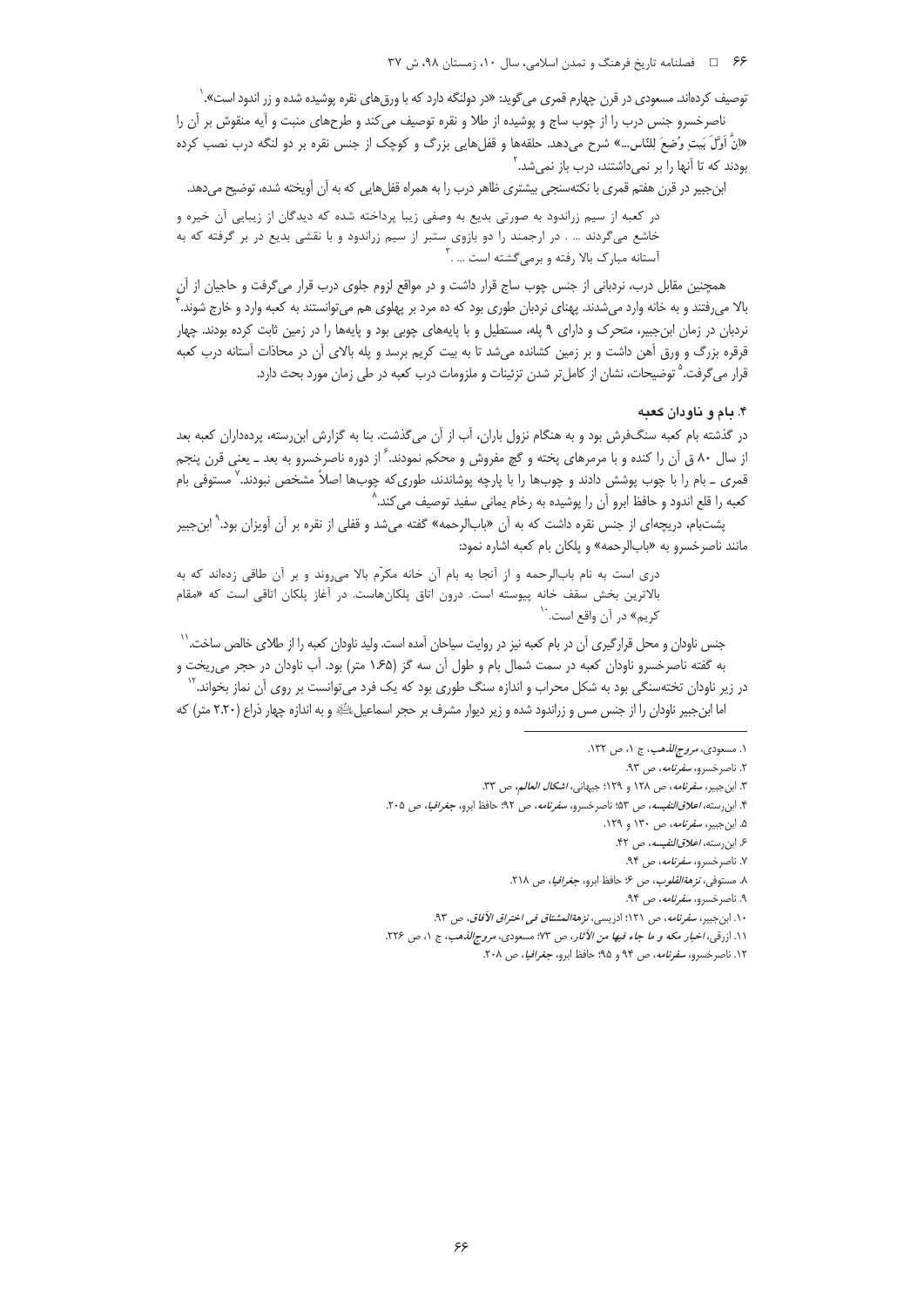توصیف کرده‌اند. مسعودی در قرن چهارم قمری می‌گوید: «در دولنگه دارد که با ورق‌های نقره پوشیده شده و زر اندود است».[1]

ناصرخسرو جنس درب را از چوب ساج و پوشیده از طلا و نقره توصیف می‌کند و طرح‌های منبت و آیه منقوش بر آن را «اِنَّ اَوَّلَ بَیتٍ وُضِعَ لِلنّاسِ...» شرح می‌دهد. حلقه‌ها و قفل‌هایی بزرگ و کوچک از جنس نقره بر دو لنگه درب نصب کرده بودند که تا آنها را بر نمی‌داشتند، درب باز نمی‌شد.[2]

ابن‌جبیر در قرن هفتم قمری با نکته‌سنجی بیشتری ظاهر درب را به همراه قفل‌هایی که به آن آویخته شده، توضیح می‌دهد.

> در کعبه از سیم زراندود به صورتی بدیع به وصفی زیبا پرداخته شده که دیدگان از زیبایی آن خیره و خاشع می‌گردند ... . در ارجمند را دو بازوی ستبر از سیم زراندود و با نقشی بدیع در بر گرفته که به آستانه مبارک بالا رفته و برمی‌گشته است ... .[3]

همچنین مقابل درب، نردبانی از جنس چوب ساج قرار داشت و در مواقع لزوم جلوی درب قرار می‌گرفت و حاجیان از آن بالا می‌رفتند و به خانه وارد می‌شدند. پهنای نردبان طوری بود که ده مرد بر پهلوی هم می‌توانستند به کعبه وارد و خارج شوند.[4] نردبان در زمان ابن‌جبیر، متحرک و دارای ۹ پله، مستطیل و با پایه‌های چوبی بود و پایه‌ها را در زمین ثابت کرده بودند. چهار قرقره بزرگ و ورق آهن داشت و بر زمین کشانده می‌شد تا به بیت کریم برسد و پله بالای آن در محاذات آستانه درب کعبه قرار می‌گرفت.[5] توضیحات، نشان از کامل‌تر شدن تزئینات و ملزومات درب کعبه در طی زمان مورد بحث دارد.

### ۴. بام و ناودان کعبه

در گذشته بام کعبه سنگ‌فرش بود و به هنگام نزول باران، آب از آن می‌گذشت. بنا به گزارش ابن‌رسته، پرده‌داران کعبه بعد از سال ۸۰ ق آن را کنده و با مرمرهای پخته و گچ مفروش و محکم نمودند.[6] از دوره ناصرخسرو به بعد ـ یعنی قرن پنجم قمری ـ بام را با چوب پوشش دادند و چوب‌ها را با پارچه پوشاندند، طوری‌که چوب‌ها اصلاً مشخص نبودند.[7] مستوفی بام کعبه را قلع اندود و حافظ ابرو آن را پوشیده به رخام یمانی سفید توصیف می‌کند.[8]

پشت‌بام، دریچه‌ای از جنس نقره داشت که به آن «باب‌الرحمه» گفته می‌شد و قفلی از نقره بر آن آویزان بود.[9] ابن‌جبیر مانند ناصرخسرو به «باب‌الرحمه» و پلکان بام کعبه اشاره نمود:

> دری است به نام باب‌الرحمه و از آنجا به بام آن خانه مکرّم بالا می‌روند و بر آن طاقی زده‌اند که به بالاترین بخش سقف خانه پیوسته است. درون اتاق پلکان‌هاست. در آغاز پلکان اتاقی است که «مقام کریم» در آن واقع است.[10]

جنس ناودان و محل قرارگیری آن در بام کعبه نیز در روایت سیاحان آمده است. ولید ناودان کعبه را از طلای خالص ساخت.[11] به گفته ناصرخسرو ناودان کعبه در سمت شمال بام و طول آن سه گز (۱.۶۵ متر) بود. آب ناودان در حجر می‌ریخت و در زیر ناودان تخته‌سنگی بود به شکل محراب و اندازه سنگ طوری بود که یک فرد می‌توانست بر روی آن نماز بخواند.[12] اما ابن‌جبیر ناودان را از جنس مس و زراندود شده و زیر دیوار مشرف بر حجر اسماعیل و به اندازه چهار ذراع (۲.۲۰ متر) که

---

۱. مسعودی، *مروج‌الذهب*، ج ۱، ص ۱۳۲.
۲. ناصرخسرو، *سفرنامه*، ص ۹۳.
۳. ابن‌جبیر، *سفرنامه*، ص ۱۲۸ و ۱۲۹؛ جیهانی، *اشکال العالم*، ص ۳۳.
۴. ابن‌رسته، *اعلاق‌النفیسه*، ص ۵۳؛ ناصرخسرو، *سفرنامه*، ص ۹۲؛ حافظ ابرو، *جغرافیا*، ص ۲۰۵.
۵. ابن‌جبیر، *سفرنامه*، ص ۱۳۰ و ۱۲۹.
۶. ابن‌رسته، *اعلاق‌النفیسه*، ص ۴۲.
۷. ناصرخسرو، *سفرنامه*، ص ۹۴.
۸. مستوفی، *نزهة‌القلوب*، ص ۶؛ حافظ ابرو، *جغرافیا*، ص ۲۱۸.
۹. ناصرخسرو، *سفرنامه*، ص ۹۴.
۱۰. ابن‌جبیر، *سفرنامه*، ص ۱۲۱؛ ادریسی، *نزهة‌المشتاق فی اختراق الآفاق*، ص ۹۳.
۱۱. ازرقی، *اخبار مکه و ما جاء فیها من الآثار*، ص ۷۳؛ مسعودی، *مروج‌الذهب*، ج ۱، ص ۲۲۶.
۱۲. ناصرخسرو، *سفرنامه*، ص ۹۴ و ۹۵؛ حافظ ابرو، *جغرافیا*، ص ۲۰۸.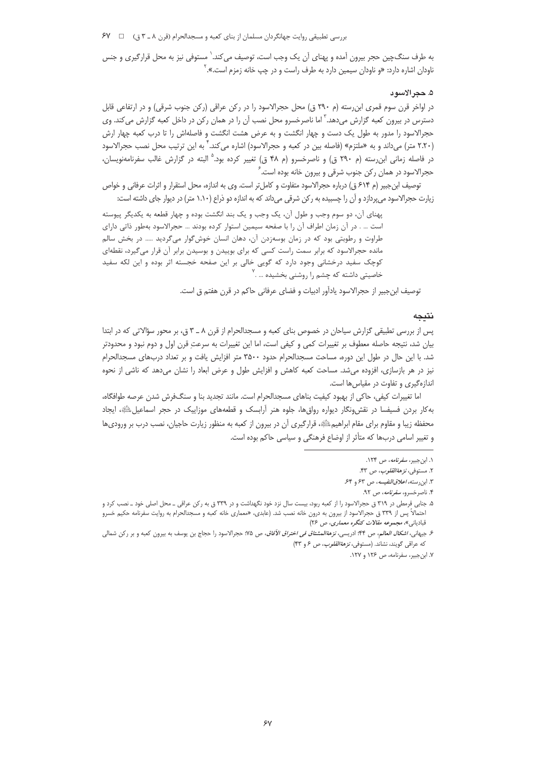به طرف سنگ‌چین حجر بیرون آمده و پهنای آن یک وجب است، توصیف می‌کند.[1] مستوفی نیز به محل قرارگیری و جنس ناودان اشاره دارد: «و ناودان سیمین دارد به طرف راست و در چپ خانه زمزم است.».[2]

### ۵. حجرالاسود

در اواخر قرن سوم قمری ابن‌رسته (م ۲۹۰ ق) محل حجرالاسود را در رکن عراقی (رکن جنوب شرقی) و در ارتفاعی قابل دسترس در بیرون کعبه گزارش می‌دهد.[3] اما ناصرخسرو محل نصب آن را در همان رکن در داخل کعبه گزارش می‌کند. وی حجرالاسود را مدور به طول یک دست و چهار انگشت و به عرض هشت انگشت و فاصله‌اش را تا درب کعبه چهار ارش (۲.۲۰ متر) می‌داند و به «ملتزم» (فاصله بین در کعبه و حجرالاسود) اشاره می‌کند.[4] به این ترتیب محل نصب حجرالاسود در فاصله زمانی ابن‌رسته (م ۲۹۰ ق) و ناصرخسرو (م ۴۸ ق) تغییر کرده بود.[5] البته در گزارش غالب سفرنامه‌نویسان، حجرالاسود در همان رکن جنوب شرقی و بیرون خانه بوده است.[6]

توصیف ابن‌جبیر (م ۶۱۴ ق) درباره حجرالاسود متفاوت و کامل‌تر است. وی به اندازه، محل استقرار و اثرات عرفانی و خواص زیارت حجرالاسود می‌پردازد و آن را چسبیده به رکن شرقی می‌داند که به اندازه دو ذراع (۱.۱۰ متر) در دیوار جای داشته است:

> پهنای آن، دو سوم وجب و طول آن، یک وجب و یک بند انگشت بوده و چهار قطعه به یکدیگر پیوسته است ... . در آن زمان اطراف آن را با صفحه سیمین استوار کرده بودند ... حجرالاسود به‌طور ذاتی دارای طراوت و رطوبتی بود که در زمان بوسه‌زدن آن، دهان انسان خوش‌گوار می‌گردید ..... در بخش سالم مانده حجرالاسود که برابر سمت راست کسی که برای بوییدن و بوسیدن برابر آن قرار می‌گیرد، نقطه‌ای کوچک سفید درخشانی وجود دارد که گویی خالی بر این صفحه خجسته اثر بوده و این لکه سفید خاصیتی داشته که چشم را روشنی بخشیده ... .[7]

توصیف ابن‌جبیر از حجرالاسود یادآور ادبیات و فضای عرفانی حاکم در قرن هفتم ق است.

## نتیجه

پس از بررسی تطبیقی گزارش سیاحان در خصوص بنای کعبه و مسجدالحرام از قرن ۸ ـ ۳ ق، بر محور سؤالاتی که در ابتدا بیان شد، نتیجه حاصله معطوف بر تغییرات کمی و کیفی است، اما این تغییرات به سرعتِ قرن اول و دوم نبود و محدودتر شد. با این حال در طول این دوره، مساحت مسجدالحرام حدود ۳۵۰۰ متر افزایش یافت و بر تعداد درب‌های مسجدالحرام نیز در هر بازسازی، افزوده می‌شد. مساحت کعبه کاهش و افزایش طول و عرض ابعاد را نشان می‌دهد که ناشی از نحوه اندازه‌گیری و تفاوت در مقیاس‌ها است.

اما تغییرات کیفی، حاکی از بهبود کیفیت بناهای مسجدالحرام است. مانند تجدید بنا و سنگ‌فرش شدن عرصه طوافگاه، به‌کار بردن فسیفسا در نقش‌ونگار دیواره رواق‌ها، جلوه هنر آرابسک و قطعه‌های موزاییک در حجر اسماعیل، ایجاد محفظه زیبا و مقاوم برای مقام ابراهیم، قرارگیری آن در بیرون از کعبه به منظور زیارت حاجیان، نصب درب بر ورودی‌ها و تغییر اسامی درب‌ها که متأثر از اوضاع فرهنگی و سیاسی حاکم بوده است.

---

۱. ابن‌جبیر، *سفرنامه*، ص ۱۲۴.

۲. مستوفی، *نزهةالقلوب*، ص ۴۳.

۳. ابن‌رسته، *اعلاق‌النفیسه*، ص ۶۳ و ۶۴.

۴. ناصرخسرو، *سفرنامه*، ص ۹۲.

۵. جنابی قرمطی در ۳۱۹ ق حجرالاسود را از کعبه ربود، بیست سال نزد خود نگهداشت و در ۳۳۹ ق به رکن عراقی ـ محل اصلی خود ـ نصب کرد و احتمالاً پس از ۳۳۹ ق حجرالاسود از بیرون به درون خانه نصب شد. (عابدی، «معماری خانه کعبه و مسجدالحرام به روایت سفرنامه حکیم خسرو قبادیانی»، *مجموعه مقالات کنگره معماری*، ص ۲۶)

۶. جیهانی، *اشکال العالم*، ص ۴۴؛ ادریسی، *نزهةالمشتاق فی اختراق الآفاق*، ص ۷۵؛ حجرالاسود را حجاج بن یوسف به بیرون کعبه و بر رکن شمالی که عراقی گویند، نشاند. (مستوفی، *نزهةالقلوب*، ص ۶ و ۴۳)

۷. ابن‌جبیر، سفرنامه، ص ۱۲۶ و ۱۲۷.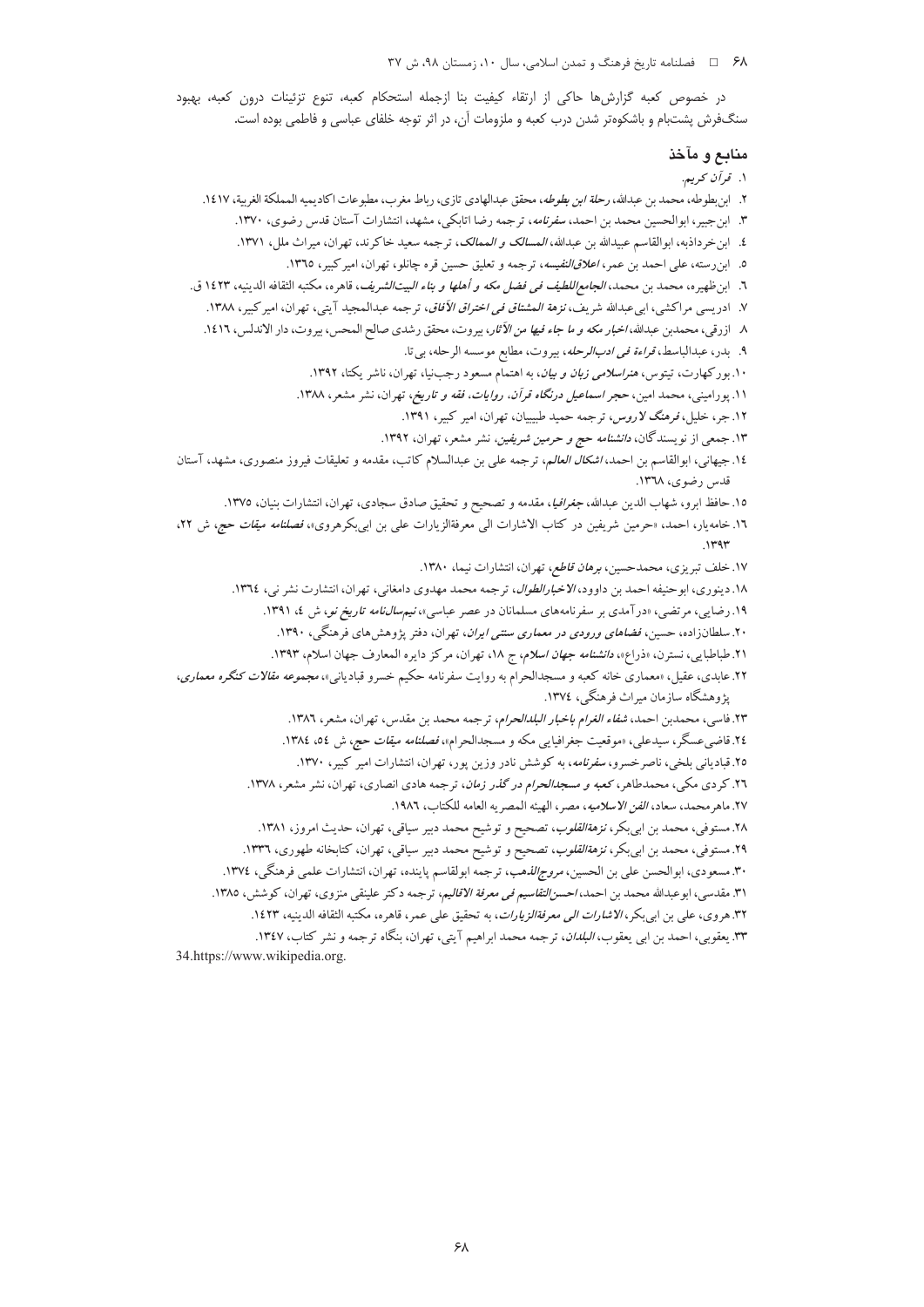در خصوص کعبه گزارش‌ها حاکی از ارتقاء کیفیت بنا ازجمله استحکام کعبه، تنوع تزئینات درون کعبه، بهبود سنگ‌فرش پشت‌بام و باشکوه‌تر شدن درب کعبه و ملزومات آن، در اثر توجه خلفای عباسی و فاطمی بوده است.

## منابع و مآخذ

۱. *قرآن کریم*.
۲. ابن‌بطوطه، محمد بن عبدالله، *رحلة ابن بطوطه*، محقق عبدالهادی تازی، رباط مغرب، مطبوعات اکادیمیه المملکة الغربیة، ۱٤۱۷.
۳. ابن‌جبیر، ابوالحسین محمد بن احمد، *سفرنامه*، ترجمه رضا اتابکی، مشهد، انتشارات آستان قدس رضوی، ۱۳۷۰.
٤. ابن‌خرداذبه، ابوالقاسم عبیدالله بن عبدالله، *المسالک و الممالک*، ترجمه سعید خاکرند، تهران، میراث ملل، ۱۳۷۱.
٥. ابن‌رسته، علی احمد بن عمر، *اعلاق‌النفیسه*، ترجمه و تعلیق حسین قره چانلو، تهران، امیرکبیر، ۱۳٦٥.
٦. ابن‌ظهیره، محمد بن محمد، *الجامع‌اللطیف فی فضل مکه و أهلها و بناء البیت‌الشریف*، قاهره، مکتبه الثقافه الدینیه، ۱٤۲۳ ق.
۷. ادریسی مراکشی، ابی‌عبدالله شریف، *نزهة المشتاق فی اختراق الآفاق*، ترجمه عبدالمجید آیتی، تهران، امیرکبیر، ۱۳۸۸.
۸. ازرقی، محمدبن عبدالله، *اخبار مکه و ما جاء فیها من الآثار*، بیروت، محقق رشدی صالح المحس، بیروت، دار الاندلس، ۱٤۱٦.
۹. بدر، عبدالباسط، *قراءة فی ادب‌الرحله*، بیروت، مطابع موسسه الرحله، بی‌تا.
۱۰. بورکهارت، تیتوس، *هنراسلامی زبان و بیان*، به اهتمام مسعود رجب‌نیا، تهران، ناشر یکتا، ۱۳۹۲.
۱۱. پورامینی، محمد امین، *حجر اسماعیل درنگاه قرآن، روایات، فقه و تاریخ*، تهران، نشر مشعر، ۱۳۸۸.
۱۲. جر، خلیل، *فرهنگ لاروس*، ترجمه حمید طبیبیان، تهران، امیر کبیر، ۱۳۹۱.
۱۳. جمعی از نویسندگان، *دانشنامه حج و حرمین شریفین*، نشر مشعر، تهران، ۱۳۹۲.
۱٤. جیهانی، ابوالقاسم بن احمد، *اشکال العالم*، ترجمه علی بن عبدالسلام کاتب، مقدمه و تعلیقات فیروز منصوری، مشهد، آستان قدس رضوی، ۱۳٦۸.
۱٥. حافظ ابرو، شهاب الدین عبدالله، *جغرافیا*، مقدمه و تصحیح و تحقیق صادق سجادی، تهران، انتشارات بنیان، ۱۳۷٥.
۱٦. خامه‌یار، احمد، «حرمین شریفین در کتاب الاشارات الی معرفةالزیارات علی بن ابی‌بکرهروی»، *فصلنامه میقات حج*، ش ۲۲، ۱۳۹۳.
۱۷. خلف تبریزی، محمدحسین، *برهان قاطع*، تهران، انتشارات نیما، ۱۳۸۰.
۱۸. دینوری، ابوحنیفه احمد بن داوود، *الاخبارالطوال*، ترجمه محمد مهدوی دامغانی، تهران، انتشارت نشر نی، ۱۳٦٤.
۱۹. رضایی، مرتضی، «درآمدی بر سفرنامه‌های مسلمانان در عصر عباسی»، *نیم‌سالنامه تاریخ نو*، ش ٤، ۱۳۹۱.
۲۰. سلطان‌زاده، حسین، *فضاهای ورودی در معماری سنتی ایران*، تهران، دفتر پژوهش‌های فرهنگی، ۱۳۹۰.
۲۱. طباطبایی، نسترن، «ذراع»، *دانشنامه جهان اسلام*، ج ۱۸، تهران، مرکز دایره المعارف جهان اسلام، ۱۳۹۳.
۲۲. عابدی، عقیل، «معماری خانه کعبه و مسجدالحرام به روایت سفرنامه حکیم خسرو قبادیانی»، *مجموعه مقالات کنگره معماری*، پژوهشگاه سازمان میراث فرهنگی، ۱۳۷٤.
۲۳. فاسی، محمدبن احمد، *شفاء الغرام باخبار البلدالحرام*، ترجمه محمد بن مقدس، تهران، مشعر، ۱۳۸٦.
۲٤. قاضی‌عسگر، سیدعلی، «موقعیت جغرافیایی مکه و مسجدالحرام»، *فصلنامه میقات حج*، ش ٥٤، ۱۳۸٤.
۲٥. قبادیانی بلخی، ناصرخسرو، *سفرنامه*، به کوشش نادر وزین پور، تهران، انتشارات امیر کبیر، ۱۳۷۰.
۲٦. کردی مکی، محمدطاهر، *کعبه و مسجدالحرام در گذر زمان*، ترجمه هادی انصاری، تهران، نشر مشعر، ۱۳۷۸.
۲۷. ماهرمحمد، سعاد، *الفن الاسلامیه*، مصر، الهیئه المصریه العامه للکتاب، ۱۹۸٦.
۲۸. مستوفی، محمد بن ابی‌بکر، *نزهةالقلوب*، تصحیح و توشیح محمد دبیر سیاقی، تهران، حدیث امروز، ۱۳۸۱.
۲۹. مستوفی، محمد بن ابی‌بکر، *نزهةالقلوب*، تصحیح و توشیح محمد دبیر سیاقی، تهران، کتابخانه طهوری، ۱۳۳٦.
۳۰. مسعودی، ابوالحسن علی بن الحسین، *مروج‌الذهب*، ترجمه ابولقاسم پاینده، تهران، انتشارات علمی فرهنگی، ۱۳۷٤.
۳۱. مقدسی، ابوعبدالله محمد بن احمد، *احسن‌التقاسیم فی معرفة الاقالیم*، ترجمه دکتر علینقی منزوی، تهران، کوشش، ۱۳۸٥.
۳۲. هروی، علی بن ابی‌بکر، *الاشارات الی معرفةالزیارات*، به تحقیق علی عمر، قاهره، مکتبه الثقافه الدینیه، ۱٤۲۳.
۳۳. یعقوبی، احمد بن ابی یعقوب، *البلدان*، ترجمه محمد ابراهیم آیتی، تهران، بنگاه ترجمه و نشر کتاب، ۱۳٤۷.
34.https://www.wikipedia.org.